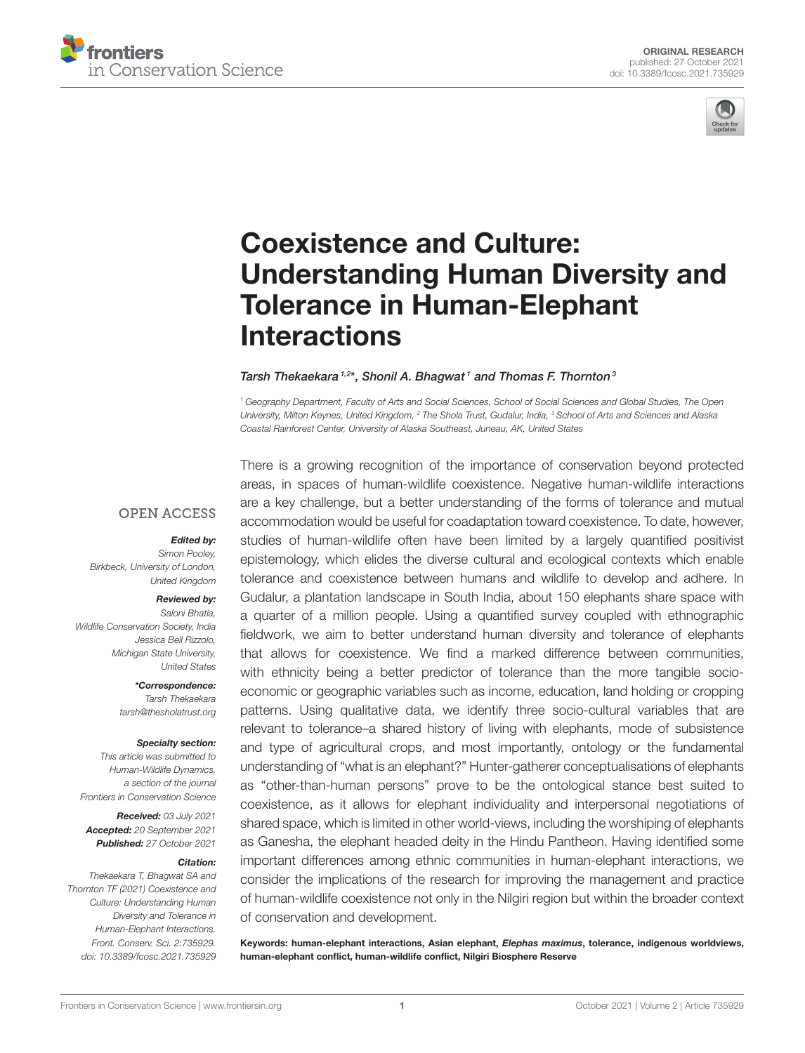ORIGINAL RESEARCH
published: 27 October 2021
doi: 10.3389/fcosc.2021.735929

# Coexistence and Culture: Understanding Human Diversity and Tolerance in Human-Elephant Interactions

*Tarsh Thekaekara[1,2]*, Shonil A. Bhagwat[1] and Thomas F. Thornton[3]*

[1] Geography Department, Faculty of Arts and Social Sciences, School of Social Sciences and Global Studies, The Open University, Milton Keynes, United Kingdom, [2] The Shola Trust, Gudalur, India, [3] School of Arts and Sciences and Alaska Coastal Rainforest Center, University of Alaska Southeast, Juneau, AK, United States

There is a growing recognition of the importance of conservation beyond protected areas, in spaces of human-wildlife coexistence. Negative human-wildlife interactions are a key challenge, but a better understanding of the forms of tolerance and mutual accommodation would be useful for coadaptation toward coexistence. To date, however, studies of human-wildlife often have been limited by a largely quantified positivist epistemology, which elides the diverse cultural and ecological contexts which enable tolerance and coexistence between humans and wildlife to develop and adhere. In Gudalur, a plantation landscape in South India, about 150 elephants share space with a quarter of a million people. Using a quantified survey coupled with ethnographic fieldwork, we aim to better understand human diversity and tolerance of elephants that allows for coexistence. We find a marked difference between communities, with ethnicity being a better predictor of tolerance than the more tangible socio-economic or geographic variables such as income, education, land holding or cropping patterns. Using qualitative data, we identify three socio-cultural variables that are relevant to tolerance–a shared history of living with elephants, mode of subsistence and type of agricultural crops, and most importantly, ontology or the fundamental understanding of "what is an elephant?" Hunter-gatherer conceptualisations of elephants as "other-than-human persons" prove to be the ontological stance best suited to coexistence, as it allows for elephant individuality and interpersonal negotiations of shared space, which is limited in other world-views, including the worshiping of elephants as Ganesha, the elephant headed deity in the Hindu Pantheon. Having identified some important differences among ethnic communities in human-elephant interactions, we consider the implications of the research for improving the management and practice of human-wildlife coexistence not only in the Nilgiri region but within the broader context of conservation and development.

**Keywords: human-elephant interactions, Asian elephant, *Elephas maximus*, tolerance, indigenous worldviews, human-elephant conflict, human-wildlife conflict, Nilgiri Biosphere Reserve**

OPEN ACCESS

***Edited by:***
*Simon Pooley,*
*Birkbeck, University of London, United Kingdom*

***Reviewed by:***
*Saloni Bhatia,*
*Wildlife Conservation Society, India*
*Jessica Bell Rizzolo,*
*Michigan State University, United States*

***\*Correspondence:***
*Tarsh Thekaekara*
*tarsh@thesholatrust.org*

***Specialty section:***
*This article was submitted to Human-Wildlife Dynamics, a section of the journal Frontiers in Conservation Science*

***Received:*** *03 July 2021*
***Accepted:*** *20 September 2021*
***Published:*** *27 October 2021*

***Citation:***
*Thekaekara T, Bhagwat SA and Thornton TF (2021) Coexistence and Culture: Understanding Human Diversity and Tolerance in Human-Elephant Interactions. Front. Conserv. Sci. 2:735929. doi: 10.3389/fcosc.2021.735929*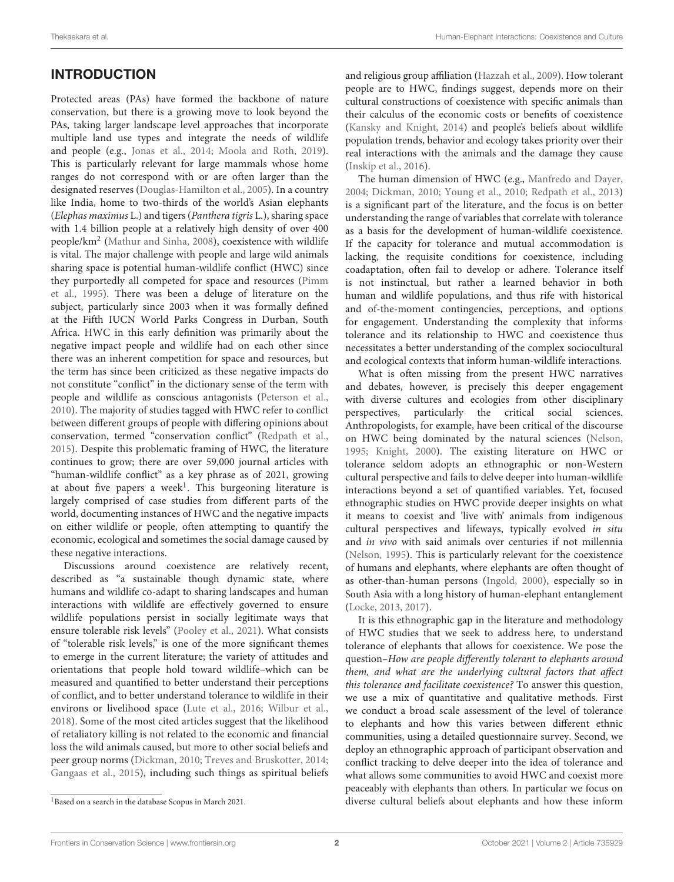## INTRODUCTION

Protected areas (PAs) have formed the backbone of nature conservation, but there is a growing move to look beyond the PAs, taking larger landscape level approaches that incorporate multiple land use types and integrate the needs of wildlife and people (e.g., Jonas et al., 2014; Moola and Roth, 2019). This is particularly relevant for large mammals whose home ranges do not correspond with or are often larger than the designated reserves (Douglas-Hamilton et al., 2005). In a country like India, home to two-thirds of the world's Asian elephants (*Elephas maximus* L.) and tigers (*Panthera tigris* L.), sharing space with 1.4 billion people at a relatively high density of over 400 people/km$^2$ (Mathur and Sinha, 2008), coexistence with wildlife is vital. The major challenge with people and large wild animals sharing space is potential human-wildlife conflict (HWC) since they purportedly all competed for space and resources (Pimm et al., 1995). There was been a deluge of literature on the subject, particularly since 2003 when it was formally defined at the Fifth IUCN World Parks Congress in Durban, South Africa. HWC in this early definition was primarily about the negative impact people and wildlife had on each other since there was an inherent competition for space and resources, but the term has since been criticized as these negative impacts do not constitute "conflict" in the dictionary sense of the term with people and wildlife as conscious antagonists (Peterson et al., 2010). The majority of studies tagged with HWC refer to conflict between different groups of people with differing opinions about conservation, termed "conservation conflict" (Redpath et al., 2015). Despite this problematic framing of HWC, the literature continues to grow; there are over 59,000 journal articles with "human-wildlife conflict" as a key phrase as of 2021, growing at about five papers a week[1]. This burgeoning literature is largely comprised of case studies from different parts of the world, documenting instances of HWC and the negative impacts on either wildlife or people, often attempting to quantify the economic, ecological and sometimes the social damage caused by these negative interactions.

Discussions around coexistence are relatively recent, described as "a sustainable though dynamic state, where humans and wildlife co-adapt to sharing landscapes and human interactions with wildlife are effectively governed to ensure wildlife populations persist in socially legitimate ways that ensure tolerable risk levels" (Pooley et al., 2021). What consists of "tolerable risk levels," is one of the more significant themes to emerge in the current literature; the variety of attitudes and orientations that people hold toward wildlife–which can be measured and quantified to better understand their perceptions of conflict, and to better understand tolerance to wildlife in their environs or livelihood space (Lute et al., 2016; Wilbur et al., 2018). Some of the most cited articles suggest that the likelihood of retaliatory killing is not related to the economic and financial loss the wild animals caused, but more to other social beliefs and peer group norms (Dickman, 2010; Treves and Bruskotter, 2014; Gangaas et al., 2015), including such things as spiritual beliefs and religious group affiliation (Hazzah et al., 2009). How tolerant people are to HWC, findings suggest, depends more on their cultural constructions of coexistence with specific animals than their calculus of the economic costs or benefits of coexistence (Kansky and Knight, 2014) and people's beliefs about wildlife population trends, behavior and ecology takes priority over their real interactions with the animals and the damage they cause (Inskip et al., 2016).

The human dimension of HWC (e.g., Manfredo and Dayer, 2004; Dickman, 2010; Young et al., 2010; Redpath et al., 2013) is a significant part of the literature, and the focus is on better understanding the range of variables that correlate with tolerance as a basis for the development of human-wildlife coexistence. If the capacity for tolerance and mutual accommodation is lacking, the requisite conditions for coexistence, including coadaptation, often fail to develop or adhere. Tolerance itself is not instinctual, but rather a learned behavior in both human and wildlife populations, and thus rife with historical and of-the-moment contingencies, perceptions, and options for engagement. Understanding the complexity that informs tolerance and its relationship to HWC and coexistence thus necessitates a better understanding of the complex sociocultural and ecological contexts that inform human-wildlife interactions.

What is often missing from the present HWC narratives and debates, however, is precisely this deeper engagement with diverse cultures and ecologies from other disciplinary perspectives, particularly the critical social sciences. Anthropologists, for example, have been critical of the discourse on HWC being dominated by the natural sciences (Nelson, 1995; Knight, 2000). The existing literature on HWC or tolerance seldom adopts an ethnographic or non-Western cultural perspective and fails to delve deeper into human-wildlife interactions beyond a set of quantified variables. Yet, focused ethnographic studies on HWC provide deeper insights on what it means to coexist and 'live with' animals from indigenous cultural perspectives and lifeways, typically evolved *in situ* and *in vivo* with said animals over centuries if not millennia (Nelson, 1995). This is particularly relevant for the coexistence of humans and elephants, where elephants are often thought of as other-than-human persons (Ingold, 2000), especially so in South Asia with a long history of human-elephant entanglement (Locke, 2013, 2017).

It is this ethnographic gap in the literature and methodology of HWC studies that we seek to address here, to understand tolerance of elephants that allows for coexistence. We pose the question–*How are people differently tolerant to elephants around them, and what are the underlying cultural factors that affect this tolerance and facilitate coexistence?* To answer this question, we use a mix of quantitative and qualitative methods. First we conduct a broad scale assessment of the level of tolerance to elephants and how this varies between different ethnic communities, using a detailed questionnaire survey. Second, we deploy an ethnographic approach of participant observation and conflict tracking to delve deeper into the idea of tolerance and what allows some communities to avoid HWC and coexist more peaceably with elephants than others. In particular we focus on diverse cultural beliefs about elephants and how these inform

[1]Based on a search in the database Scopus in March 2021.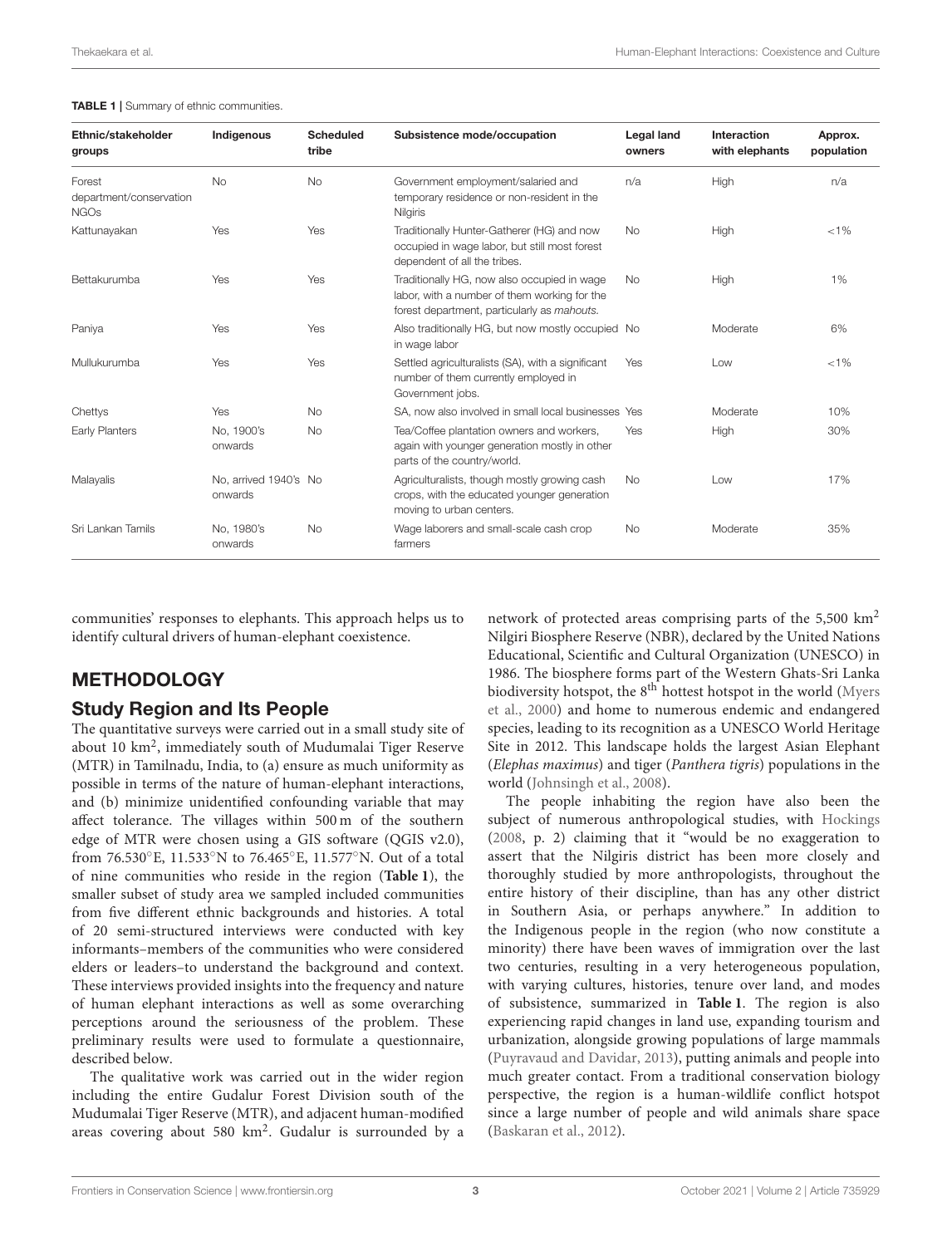**TABLE 1 |** Summary of ethnic communities.

| Ethnic/stakeholder groups | Indigenous | Scheduled tribe | Subsistence mode/occupation | Legal land owners | Interaction with elephants | Approx. population |
|---|---|---|---|---|---|---|
| Forest department/conservation NGOs | No | No | Government employment/salaried and temporary residence or non-resident in the Nilgiris | n/a | High | n/a |
| Kattunayakan | Yes | Yes | Traditionally Hunter-Gatherer (HG) and now occupied in wage labor, but still most forest dependent of all the tribes. | No | High | <1% |
| Bettakurumba | Yes | Yes | Traditionally HG, now also occupied in wage labor, with a number of them working for the forest department, particularly as *mahouts*. | No | High | 1% |
| Paniya | Yes | Yes | Also traditionally HG, but now mostly occupied in wage labor | No | Moderate | 6% |
| Mullukurumba | Yes | Yes | Settled agriculturalists (SA), with a significant number of them currently employed in Government jobs. | Yes | Low | <1% |
| Chettys | Yes | No | SA, now also involved in small local businesses | Yes | Moderate | 10% |
| Early Planters | No, 1900's onwards | No | Tea/Coffee plantation owners and workers, again with younger generation mostly in other parts of the country/world. | Yes | High | 30% |
| Malayalis | No, arrived 1940's onwards | No | Agriculturalists, though mostly growing cash crops, with the educated younger generation moving to urban centers. | No | Low | 17% |
| Sri Lankan Tamils | No, 1980's onwards | No | Wage laborers and small-scale cash crop farmers | No | Moderate | 35% |

communities' responses to elephants. This approach helps us to identify cultural drivers of human-elephant coexistence.

## METHODOLOGY

### Study Region and Its People

The quantitative surveys were carried out in a small study site of about 10 km$^2$, immediately south of Mudumalai Tiger Reserve (MTR) in Tamilnadu, India, to (a) ensure as much uniformity as possible in terms of the nature of human-elephant interactions, and (b) minimize unidentified confounding variable that may affect tolerance. The villages within 500 m of the southern edge of MTR were chosen using a GIS software (QGIS v2.0), from 76.530°E, 11.533°N to 76.465°E, 11.577°N. Out of a total of nine communities who reside in the region (**Table 1**), the smaller subset of study area we sampled included communities from five different ethnic backgrounds and histories. A total of 20 semi-structured interviews were conducted with key informants–members of the communities who were considered elders or leaders–to understand the background and context. These interviews provided insights into the frequency and nature of human elephant interactions as well as some overarching perceptions around the seriousness of the problem. These preliminary results were used to formulate a questionnaire, described below.

The qualitative work was carried out in the wider region including the entire Gudalur Forest Division south of the Mudumalai Tiger Reserve (MTR), and adjacent human-modified areas covering about 580 km$^2$. Gudalur is surrounded by a network of protected areas comprising parts of the 5,500 km$^2$ Nilgiri Biosphere Reserve (NBR), declared by the United Nations Educational, Scientific and Cultural Organization (UNESCO) in 1986. The biosphere forms part of the Western Ghats-Sri Lanka biodiversity hotspot, the 8$^{th}$ hottest hotspot in the world (Myers et al., 2000) and home to numerous endemic and endangered species, leading to its recognition as a UNESCO World Heritage Site in 2012. This landscape holds the largest Asian Elephant (*Elephas maximus*) and tiger (*Panthera tigris*) populations in the world (Johnsingh et al., 2008).

The people inhabiting the region have also been the subject of numerous anthropological studies, with Hockings (2008, p. 2) claiming that it "would be no exaggeration to assert that the Nilgiris district has been more closely and thoroughly studied by more anthropologists, throughout the entire history of their discipline, than has any other district in Southern Asia, or perhaps anywhere." In addition to the Indigenous people in the region (who now constitute a minority) there have been waves of immigration over the last two centuries, resulting in a very heterogeneous population, with varying cultures, histories, tenure over land, and modes of subsistence, summarized in **Table 1**. The region is also experiencing rapid changes in land use, expanding tourism and urbanization, alongside growing populations of large mammals (Puyravaud and Davidar, 2013), putting animals and people into much greater contact. From a traditional conservation biology perspective, the region is a human-wildlife conflict hotspot since a large number of people and wild animals share space (Baskaran et al., 2012).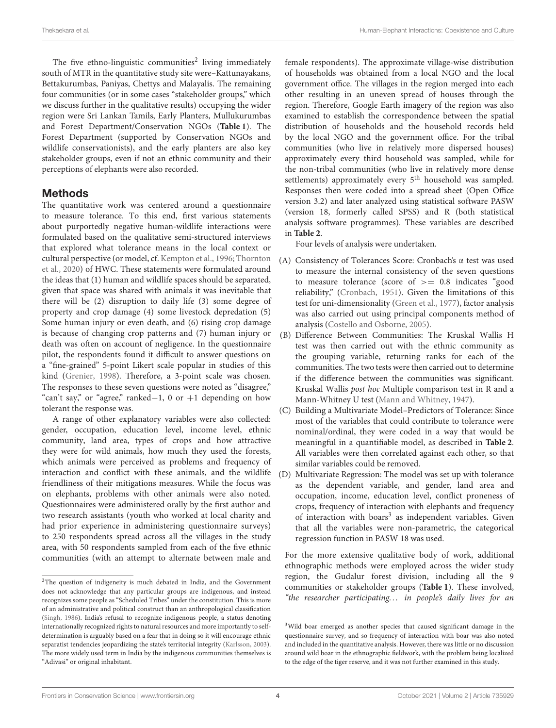The five ethno-linguistic communities[2] living immediately south of MTR in the quantitative study site were–Kattunayakans, Bettakurumbas, Paniyas, Chettys and Malayalis. The remaining four communities (or in some cases "stakeholder groups," which we discuss further in the qualitative results) occupying the wider region were Sri Lankan Tamils, Early Planters, Mullukurumbas and Forest Department/Conservation NGOs (**Table 1**). The Forest Department (supported by Conservation NGOs and wildlife conservationists), and the early planters are also key stakeholder groups, even if not an ethnic community and their perceptions of elephants were also recorded.

## Methods

The quantitative work was centered around a questionnaire to measure tolerance. To this end, first various statements about purportedly negative human-wildlife interactions were formulated based on the qualitative semi-structured interviews that explored what tolerance means in the local context or cultural perspective (or model, cf. Kempton et al., 1996; Thornton et al., 2020) of HWC. These statements were formulated around the ideas that (1) human and wildlife spaces should be separated, given that space was shared with animals it was inevitable that there will be (2) disruption to daily life (3) some degree of property and crop damage (4) some livestock depredation (5) Some human injury or even death, and (6) rising crop damage is because of changing crop patterns and (7) human injury or death was often on account of negligence. In the questionnaire pilot, the respondents found it difficult to answer questions on a "fine-grained" 5-point Likert scale popular in studies of this kind (Grenier, 1998). Therefore, a 3-point scale was chosen. The responses to these seven questions were noted as "disagree," "can't say," or "agree," ranked −1, 0 or +1 depending on how tolerant the response was.

A range of other explanatory variables were also collected: gender, occupation, education level, income level, ethnic community, land area, types of crops and how attractive they were for wild animals, how much they used the forests, which animals were perceived as problems and frequency of interaction and conflict with these animals, and the wildlife friendliness of their mitigations measures. While the focus was on elephants, problems with other animals were also noted. Questionnaires were administered orally by the first author and two research assistants (youth who worked at local charity and had prior experience in administering questionnaire surveys) to 250 respondents spread across all the villages in the study area, with 50 respondents sampled from each of the five ethnic communities (with an attempt to alternate between male and female respondents). The approximate village-wise distribution of households was obtained from a local NGO and the local government office. The villages in the region merged into each other resulting in an uneven spread of houses through the region. Therefore, Google Earth imagery of the region was also examined to establish the correspondence between the spatial distribution of households and the household records held by the local NGO and the government office. For the tribal communities (who live in relatively more dispersed houses) approximately every third household was sampled, while for the non-tribal communities (who live in relatively more dense settlements) approximately every 5th household was sampled. Responses then were coded into a spread sheet (Open Office version 3.2) and later analyzed using statistical software PASW (version 18, formerly called SPSS) and R (both statistical analysis software programmes). These variables are described in **Table 2**.

Four levels of analysis were undertaken.

(A) Consistency of Tolerances Score: Cronbach's α test was used to measure the internal consistency of the seven questions to measure tolerance (score of >= 0.8 indicates "good reliability," (Cronbach, 1951). Given the limitations of this test for uni-dimensionality (Green et al., 1977), factor analysis was also carried out using principal components method of analysis (Costello and Osborne, 2005).

(B) Difference Between Communities: The Kruskal Wallis H test was then carried out with the ethnic community as the grouping variable, returning ranks for each of the communities. The two tests were then carried out to determine if the difference between the communities was significant. Kruskal Wallis *post hoc* Multiple comparison test in R and a Mann-Whitney U test (Mann and Whitney, 1947).

(C) Building a Multivariate Model–Predictors of Tolerance: Since most of the variables that could contribute to tolerance were nominal/ordinal, they were coded in a way that would be meaningful in a quantifiable model, as described in **Table 2**. All variables were then correlated against each other, so that similar variables could be removed.

(D) Multivariate Regression: The model was set up with tolerance as the dependent variable, and gender, land area and occupation, income, education level, conflict proneness of crops, frequency of interaction with elephants and frequency of interaction with boars[3] as independent variables. Given that all the variables were non-parametric, the categorical regression function in PASW 18 was used.

For the more extensive qualitative body of work, additional ethnographic methods were employed across the wider study region, the Gudalur forest division, including all the 9 communities or stakeholder groups (**Table 1**). These involved, *"the researcher participating... in people's daily lives for an*

[2]The question of indigeneity is much debated in India, and the Government does not acknowledge that any particular groups are indigenous, and instead recognizes some people as "Scheduled Tribes" under the constitution. This is more of an administrative and political construct than an anthropological classification (Singh, 1986). India's refusal to recognize indigenous people, a status denoting internationally recognized rights to natural resources and more importantly to self-determination is arguably based on a fear that in doing so it will encourage ethnic separatist tendencies jeopardizing the state's territorial integrity (Karlsson, 2003). The more widely used term in India by the indigenous communities themselves is "Adivasi" or original inhabitant.

[3]Wild boar emerged as another species that caused significant damage in the questionnaire survey, and so frequency of interaction with boar was also noted and included in the quantitative analysis. However, there was little or no discussion around wild boar in the ethnographic fieldwork, with the problem being localized to the edge of the tiger reserve, and it was not further examined in this study.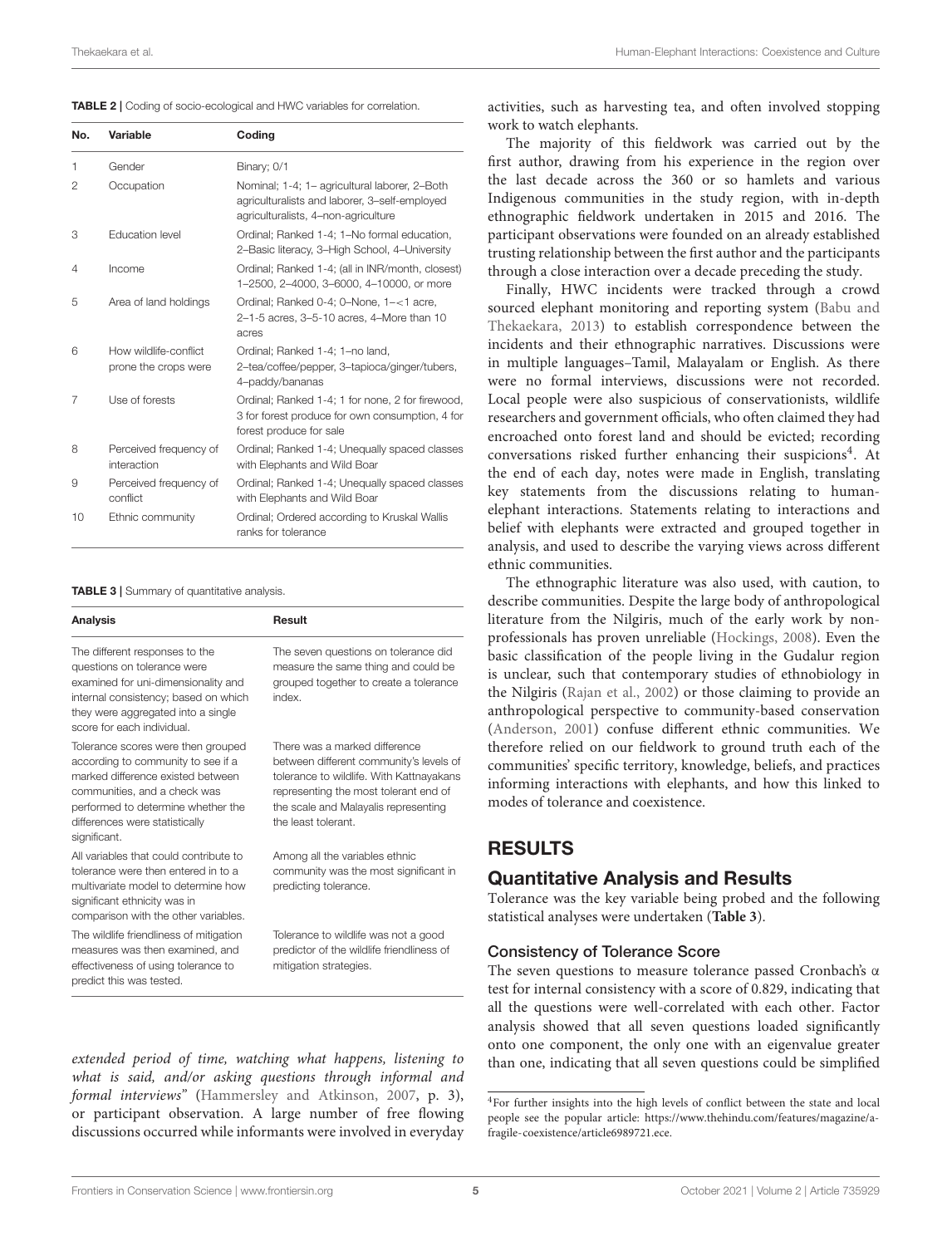**TABLE 2 |** Coding of socio-ecological and HWC variables for correlation.

| No. | Variable | Coding |
|---|---|---|
| 1 | Gender | Binary; 0/1 |
| 2 | Occupation | Nominal; 1-4; 1– agricultural laborer, 2–Both agriculturalists and laborer, 3–self-employed agriculturalists, 4–non-agriculture |
| 3 | Education level | Ordinal; Ranked 1-4; 1–No formal education, 2–Basic literacy, 3–High School, 4–University |
| 4 | Income | Ordinal; Ranked 1-4; (all in INR/month, closest) 1–2500, 2–4000, 3–6000, 4–10000, or more |
| 5 | Area of land holdings | Ordinal; Ranked 0-4; 0–None, 1–<1 acre, 2–1-5 acres, 3–5-10 acres, 4–More than 10 acres |
| 6 | How wildlife-conflict prone the crops were | Ordinal; Ranked 1-4; 1–no land, 2–tea/coffee/pepper, 3–tapioca/ginger/tubers, 4–paddy/bananas |
| 7 | Use of forests | Ordinal; Ranked 1-4; 1 for none, 2 for firewood, 3 for forest produce for own consumption, 4 for forest produce for sale |
| 8 | Perceived frequency of interaction | Ordinal; Ranked 1-4; Unequally spaced classes with Elephants and Wild Boar |
| 9 | Perceived frequency of conflict | Ordinal; Ranked 1-4; Unequally spaced classes with Elephants and Wild Boar |
| 10 | Ethnic community | Ordinal; Ordered according to Kruskal Wallis ranks for tolerance |

**TABLE 3 |** Summary of quantitative analysis.

| Analysis | Result |
|---|---|
| The different responses to the questions on tolerance were examined for uni-dimensionality and internal consistency; based on which they were aggregated into a single score for each individual. | The seven questions on tolerance did measure the same thing and could be grouped together to create a tolerance index. |
| Tolerance scores were then grouped according to community to see if a marked difference existed between communities, and a check was performed to determine whether the differences were statistically significant. | There was a marked difference between different community's levels of tolerance to wildlife. With Kattnayakans representing the most tolerant end of the scale and Malayalis representing the least tolerant. |
| All variables that could contribute to tolerance were then entered in to a multivariate model to determine how significant ethnicity was in comparison with the other variables. | Among all the variables ethnic community was the most significant in predicting tolerance. |
| The wildlife friendliness of mitigation measures was then examined, and effectiveness of using tolerance to predict this was tested. | Tolerance to wildlife was not a good predictor of the wildlife friendliness of mitigation strategies. |

*extended period of time, watching what happens, listening to what is said, and/or asking questions through informal and formal interviews"* (Hammersley and Atkinson, 2007, p. 3), or participant observation. A large number of free flowing discussions occurred while informants were involved in everyday activities, such as harvesting tea, and often involved stopping work to watch elephants.

The majority of this fieldwork was carried out by the first author, drawing from his experience in the region over the last decade across the 360 or so hamlets and various Indigenous communities in the study region, with in-depth ethnographic fieldwork undertaken in 2015 and 2016. The participant observations were founded on an already established trusting relationship between the first author and the participants through a close interaction over a decade preceding the study.

Finally, HWC incidents were tracked through a crowd sourced elephant monitoring and reporting system (Babu and Thekaekara, 2013) to establish correspondence between the incidents and their ethnographic narratives. Discussions were in multiple languages–Tamil, Malayalam or English. As there were no formal interviews, discussions were not recorded. Local people were also suspicious of conservationists, wildlife researchers and government officials, who often claimed they had encroached onto forest land and should be evicted; recording conversations risked further enhancing their suspicions[4]. At the end of each day, notes were made in English, translating key statements from the discussions relating to human-elephant interactions. Statements relating to interactions and belief with elephants were extracted and grouped together in analysis, and used to describe the varying views across different ethnic communities.

The ethnographic literature was also used, with caution, to describe communities. Despite the large body of anthropological literature from the Nilgiris, much of the early work by non-professionals has proven unreliable (Hockings, 2008). Even the basic classification of the people living in the Gudalur region is unclear, such that contemporary studies of ethnobiology in the Nilgiris (Rajan et al., 2002) or those claiming to provide an anthropological perspective to community-based conservation (Anderson, 2001) confuse different ethnic communities. We therefore relied on our fieldwork to ground truth each of the communities' specific territory, knowledge, beliefs, and practices informing interactions with elephants, and how this linked to modes of tolerance and coexistence.

# RESULTS

## Quantitative Analysis and Results

Tolerance was the key variable being probed and the following statistical analyses were undertaken (**Table 3**).

### Consistency of Tolerance Score

The seven questions to measure tolerance passed Cronbach's α test for internal consistency with a score of 0.829, indicating that all the questions were well-correlated with each other. Factor analysis showed that all seven questions loaded significantly onto one component, the only one with an eigenvalue greater than one, indicating that all seven questions could be simplified

[4]For further insights into the high levels of conflict between the state and local people see the popular article: https://www.thehindu.com/features/magazine/a-fragile-coexistence/article6989721.ece.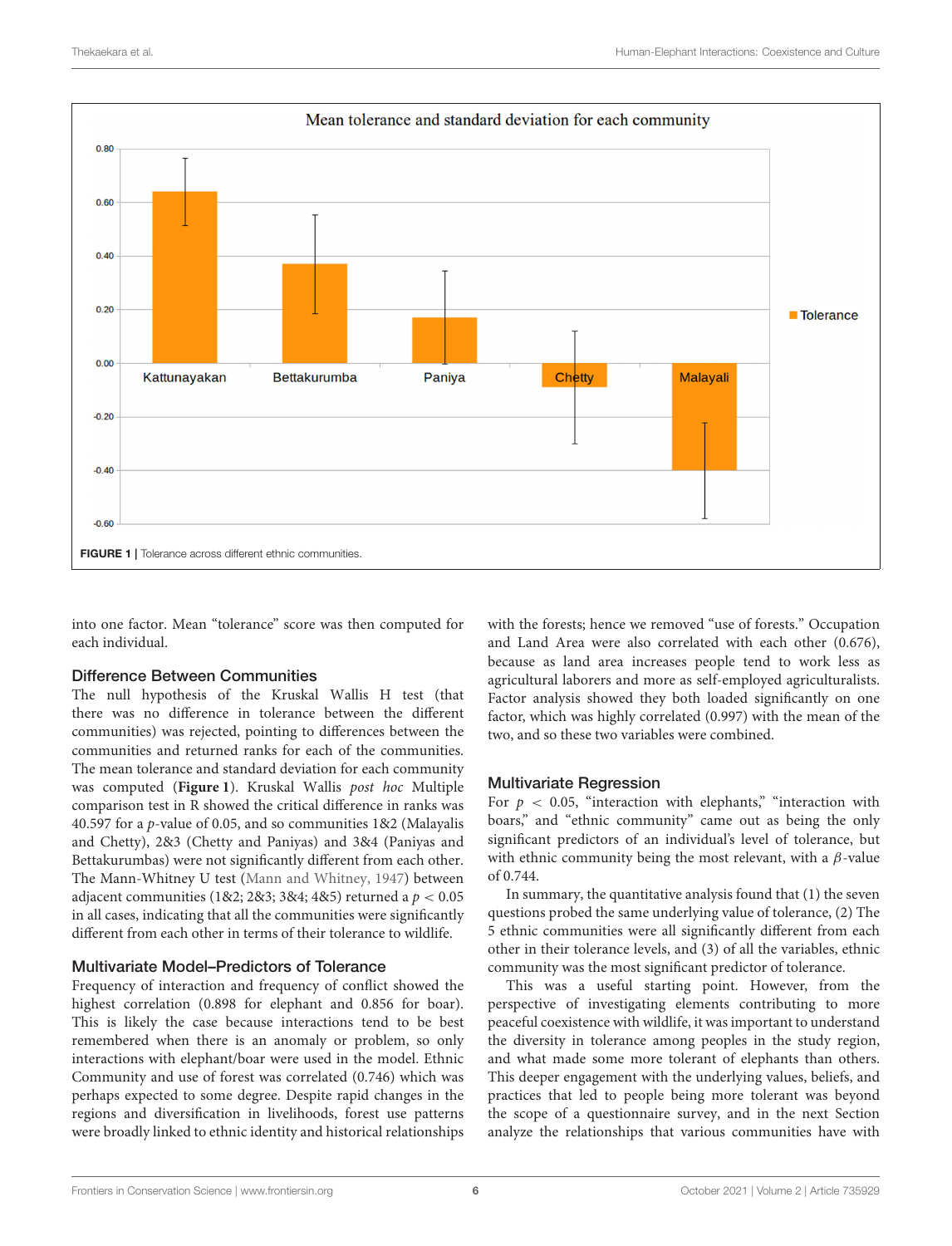FIGURE 1 | Tolerance across different ethnic communities.

into one factor. Mean "tolerance" score was then computed for each individual.

### Difference Between Communities

The null hypothesis of the Kruskal Wallis H test (that there was no difference in tolerance between the different communities) was rejected, pointing to differences between the communities and returned ranks for each of the communities. The mean tolerance and standard deviation for each community was computed (**Figure 1**). Kruskal Wallis *post hoc* Multiple comparison test in R showed the critical difference in ranks was 40.597 for a $p$-value of 0.05, and so communities 1&2 (Malayalis and Chetty), 2&3 (Chetty and Paniyas) and 3&4 (Paniyas and Bettakurumbas) were not significantly different from each other. The Mann-Whitney U test (Mann and Whitney, 1947) between adjacent communities (1&2; 2&3; 3&4; 4&5) returned a $p < 0.05$ in all cases, indicating that all the communities were significantly different from each other in terms of their tolerance to wildlife.

### Multivariate Model–Predictors of Tolerance

Frequency of interaction and frequency of conflict showed the highest correlation (0.898 for elephant and 0.856 for boar). This is likely the case because interactions tend to be best remembered when there is an anomaly or problem, so only interactions with elephant/boar were used in the model. Ethnic Community and use of forest was correlated (0.746) which was perhaps expected to some degree. Despite rapid changes in the regions and diversification in livelihoods, forest use patterns were broadly linked to ethnic identity and historical relationships with the forests; hence we removed "use of forests." Occupation and Land Area were also correlated with each other (0.676), because as land area increases people tend to work less as agricultural laborers and more as self-employed agriculturalists. Factor analysis showed they both loaded significantly on one factor, which was highly correlated (0.997) with the mean of the two, and so these two variables were combined.

### Multivariate Regression

For $p < 0.05$, "interaction with elephants," "interaction with boars," and "ethnic community" came out as being the only significant predictors of an individual's level of tolerance, but with ethnic community being the most relevant, with a $\beta$-value of 0.744.

In summary, the quantitative analysis found that (1) the seven questions probed the same underlying value of tolerance, (2) The 5 ethnic communities were all significantly different from each other in their tolerance levels, and (3) of all the variables, ethnic community was the most significant predictor of tolerance.

This was a useful starting point. However, from the perspective of investigating elements contributing to more peaceful coexistence with wildlife, it was important to understand the diversity in tolerance among peoples in the study region, and what made some more tolerant of elephants than others. This deeper engagement with the underlying values, beliefs, and practices that led to people being more tolerant was beyond the scope of a questionnaire survey, and in the next Section analyze the relationships that various communities have with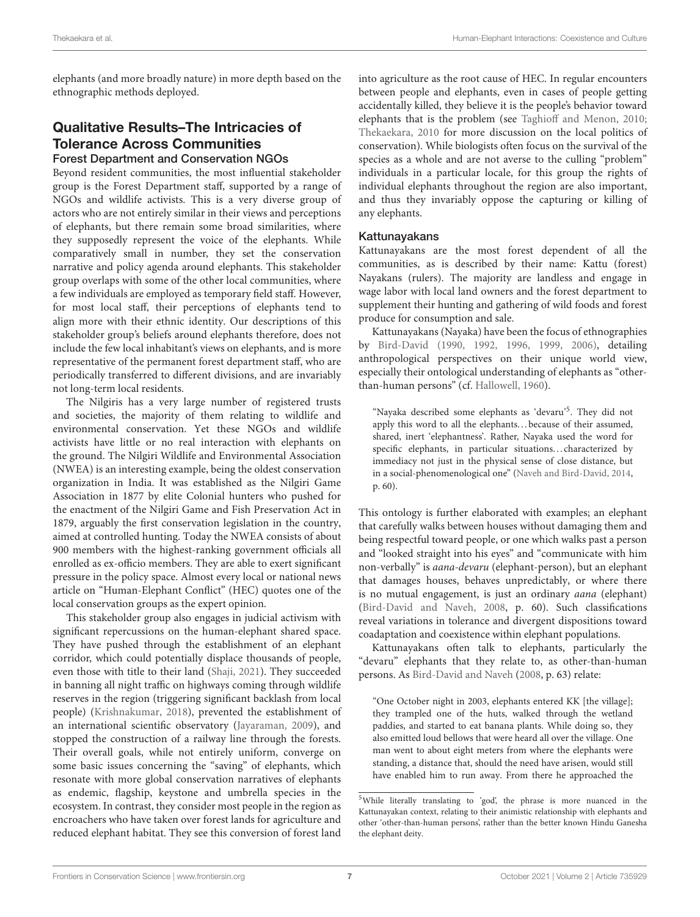elephants (and more broadly nature) in more depth based on the ethnographic methods deployed.

## Qualitative Results–The Intricacies of Tolerance Across Communities

### Forest Department and Conservation NGOs

Beyond resident communities, the most influential stakeholder group is the Forest Department staff, supported by a range of NGOs and wildlife activists. This is a very diverse group of actors who are not entirely similar in their views and perceptions of elephants, but there remain some broad similarities, where they supposedly represent the voice of the elephants. While comparatively small in number, they set the conservation narrative and policy agenda around elephants. This stakeholder group overlaps with some of the other local communities, where a few individuals are employed as temporary field staff. However, for most local staff, their perceptions of elephants tend to align more with their ethnic identity. Our descriptions of this stakeholder group's beliefs around elephants therefore, does not include the few local inhabitant's views on elephants, and is more representative of the permanent forest department staff, who are periodically transferred to different divisions, and are invariably not long-term local residents.

The Nilgiris has a very large number of registered trusts and societies, the majority of them relating to wildlife and environmental conservation. Yet these NGOs and wildlife activists have little or no real interaction with elephants on the ground. The Nilgiri Wildlife and Environmental Association (NWEA) is an interesting example, being the oldest conservation organization in India. It was established as the Nilgiri Game Association in 1877 by elite Colonial hunters who pushed for the enactment of the Nilgiri Game and Fish Preservation Act in 1879, arguably the first conservation legislation in the country, aimed at controlled hunting. Today the NWEA consists of about 900 members with the highest-ranking government officials all enrolled as ex-officio members. They are able to exert significant pressure in the policy space. Almost every local or national news article on "Human-Elephant Conflict" (HEC) quotes one of the local conservation groups as the expert opinion.

This stakeholder group also engages in judicial activism with significant repercussions on the human-elephant shared space. They have pushed through the establishment of an elephant corridor, which could potentially displace thousands of people, even those with title to their land (Shaji, 2021). They succeeded in banning all night traffic on highways coming through wildlife reserves in the region (triggering significant backlash from local people) (Krishnakumar, 2018), prevented the establishment of an international scientific observatory (Jayaraman, 2009), and stopped the construction of a railway line through the forests. Their overall goals, while not entirely uniform, converge on some basic issues concerning the "saving" of elephants, which resonate with more global conservation narratives of elephants as endemic, flagship, keystone and umbrella species in the ecosystem. In contrast, they consider most people in the region as encroachers who have taken over forest lands for agriculture and reduced elephant habitat. They see this conversion of forest land into agriculture as the root cause of HEC. In regular encounters between people and elephants, even in cases of people getting accidentally killed, they believe it is the people's behavior toward elephants that is the problem (see Taghioff and Menon, 2010; Thekaekara, 2010 for more discussion on the local politics of conservation). While biologists often focus on the survival of the species as a whole and are not averse to the culling "problem" individuals in a particular locale, for this group the rights of individual elephants throughout the region are also important, and thus they invariably oppose the capturing or killing of any elephants.

### Kattunayakans

Kattunayakans are the most forest dependent of all the communities, as is described by their name: Kattu (forest) Nayakans (rulers). The majority are landless and engage in wage labor with local land owners and the forest department to supplement their hunting and gathering of wild foods and forest produce for consumption and sale.

Kattunayakans (Nayaka) have been the focus of ethnographies by Bird-David (1990, 1992, 1996, 1999, 2006), detailing anthropological perspectives on their unique world view, especially their ontological understanding of elephants as "other-than-human persons" (cf. Hallowell, 1960).

> "Nayaka described some elephants as 'devaru'[5]. They did not apply this word to all the elephants…because of their assumed, shared, inert 'elephantness'. Rather, Nayaka used the word for specific elephants, in particular situations…characterized by immediacy not just in the physical sense of close distance, but in a social-phenomenological one" (Naveh and Bird-David, 2014, p. 60).

This ontology is further elaborated with examples; an elephant that carefully walks between houses without damaging them and being respectful toward people, or one which walks past a person and "looked straight into his eyes" and "communicate with him non-verbally" is *aana-devaru* (elephant-person), but an elephant that damages houses, behaves unpredictably, or where there is no mutual engagement, is just an ordinary *aana* (elephant) (Bird-David and Naveh, 2008, p. 60). Such classifications reveal variations in tolerance and divergent dispositions toward coadaptation and coexistence within elephant populations.

Kattunayakans often talk to elephants, particularly the "devaru" elephants that they relate to, as other-than-human persons. As Bird-David and Naveh (2008, p. 63) relate:

> "One October night in 2003, elephants entered KK [the village]; they trampled one of the huts, walked through the wetland paddies, and started to eat banana plants. While doing so, they also emitted loud bellows that were heard all over the village. One man went to about eight meters from where the elephants were standing, a distance that, should the need have arisen, would still have enabled him to run away. From there he approached the

[5]While literally translating to 'god', the phrase is more nuanced in the Kattunayakan context, relating to their animistic relationship with elephants and other 'other-than-human persons', rather than the better known Hindu Ganesha the elephant deity.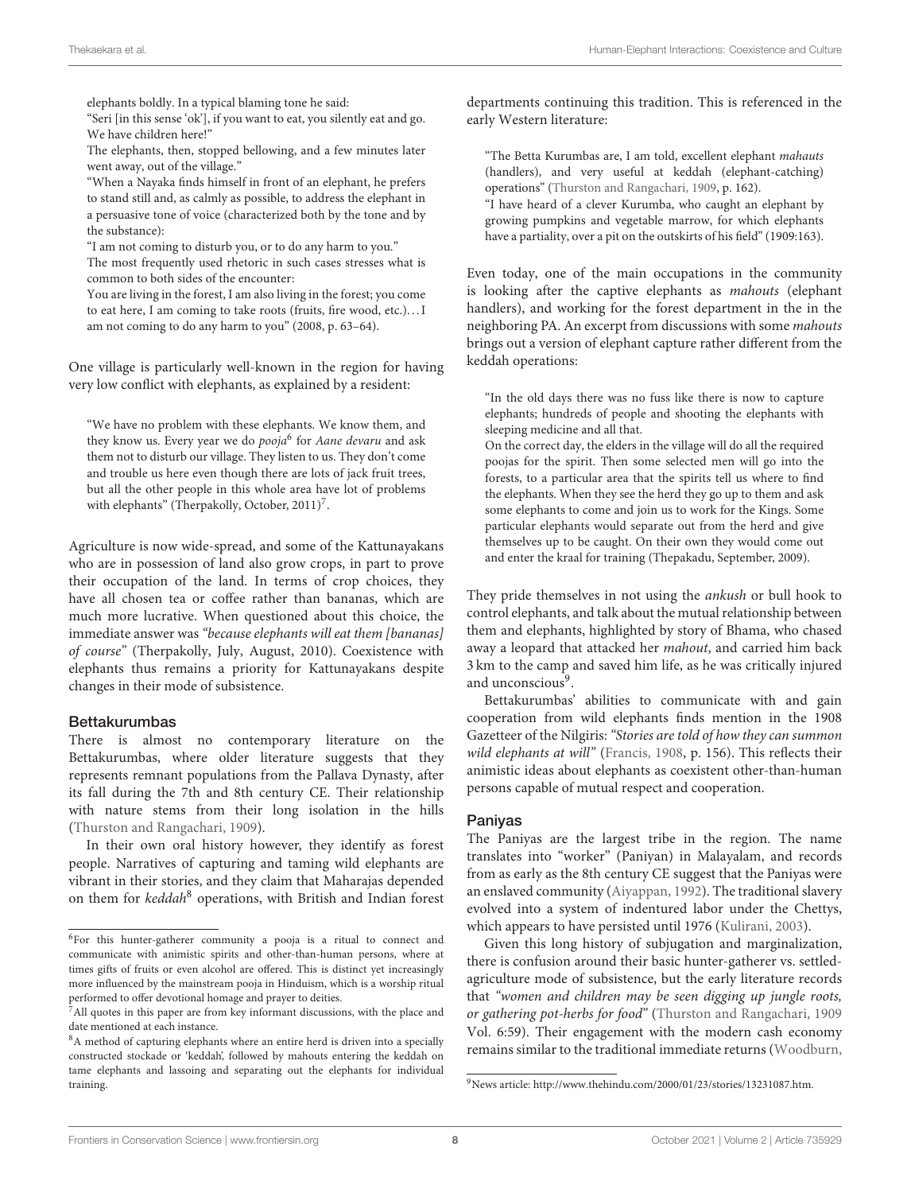elephants boldly. In a typical blaming tone he said:

> "Seri [in this sense 'ok'], if you want to eat, you silently eat and go. We have children here!"
>
> The elephants, then, stopped bellowing, and a few minutes later went away, out of the village."
>
> "When a Nayaka finds himself in front of an elephant, he prefers to stand still and, as calmly as possible, to address the elephant in a persuasive tone of voice (characterized both by the tone and by the substance):
>
> "I am not coming to disturb you, or to do any harm to you."
>
> The most frequently used rhetoric in such cases stresses what is common to both sides of the encounter:
>
> You are living in the forest, I am also living in the forest; you come to eat here, I am coming to take roots (fruits, fire wood, etc.)… I am not coming to do any harm to you" (2008, p. 63–64).

One village is particularly well-known in the region for having very low conflict with elephants, as explained by a resident:

> "We have no problem with these elephants. We know them, and they know us. Every year we do *pooja*[6] for *Aane devaru* and ask them not to disturb our village. They listen to us. They don't come and trouble us here even though there are lots of jack fruit trees, but all the other people in this whole area have lot of problems with elephants" (Therpakolly, October, 2011)[7].

Agriculture is now wide-spread, and some of the Kattunayakans who are in possession of land also grow crops, in part to prove their occupation of the land. In terms of crop choices, they have all chosen tea or coffee rather than bananas, which are much more lucrative. When questioned about this choice, the immediate answer was *"because elephants will eat them [bananas] of course"* (Therpakolly, July, August, 2010). Coexistence with elephants thus remains a priority for Kattunayakans despite changes in their mode of subsistence.

### Bettakurumbas

There is almost no contemporary literature on the Bettakurumbas, where older literature suggests that they represents remnant populations from the Pallava Dynasty, after its fall during the 7th and 8th century CE. Their relationship with nature stems from their long isolation in the hills (Thurston and Rangachari, 1909).

In their own oral history however, they identify as forest people. Narratives of capturing and taming wild elephants are vibrant in their stories, and they claim that Maharajas depended on them for *keddah*[8] operations, with British and Indian forest departments continuing this tradition. This is referenced in the early Western literature:

> "The Betta Kurumbas are, I am told, excellent elephant *mahauts* (handlers), and very useful at keddah (elephant-catching) operations" (Thurston and Rangachari, 1909, p. 162).
>
> "I have heard of a clever Kurumba, who caught an elephant by growing pumpkins and vegetable marrow, for which elephants have a partiality, over a pit on the outskirts of his field" (1909:163).

Even today, one of the main occupations in the community is looking after the captive elephants as *mahouts* (elephant handlers), and working for the forest department in the in the neighboring PA. An excerpt from discussions with some *mahouts* brings out a version of elephant capture rather different from the keddah operations:

> "In the old days there was no fuss like there is now to capture elephants; hundreds of people and shooting the elephants with sleeping medicine and all that.
>
> On the correct day, the elders in the village will do all the required poojas for the spirit. Then some selected men will go into the forests, to a particular area that the spirits tell us where to find the elephants. When they see the herd they go up to them and ask some elephants to come and join us to work for the Kings. Some particular elephants would separate out from the herd and give themselves up to be caught. On their own they would come out and enter the kraal for training (Thepakadu, September, 2009).

They pride themselves in not using the *ankush* or bull hook to control elephants, and talk about the mutual relationship between them and elephants, highlighted by story of Bhama, who chased away a leopard that attacked her *mahout*, and carried him back 3 km to the camp and saved him life, as he was critically injured and unconscious[9].

Bettakurumbas' abilities to communicate with and gain cooperation from wild elephants finds mention in the 1908 Gazetteer of the Nilgiris: *"Stories are told of how they can summon wild elephants at will"* (Francis, 1908, p. 156). This reflects their animistic ideas about elephants as coexistent other-than-human persons capable of mutual respect and cooperation.

### Paniyas

The Paniyas are the largest tribe in the region. The name translates into "worker" (Paniyan) in Malayalam, and records from as early as the 8th century CE suggest that the Paniyas were an enslaved community (Aiyappan, 1992). The traditional slavery evolved into a system of indentured labor under the Chettys, which appears to have persisted until 1976 (Kulirani, 2003).

Given this long history of subjugation and marginalization, there is confusion around their basic hunter-gatherer vs. settled-agriculture mode of subsistence, but the early literature records that *"women and children may be seen digging up jungle roots, or gathering pot-herbs for food"* (Thurston and Rangachari, 1909 Vol. 6:59). Their engagement with the modern cash economy remains similar to the traditional immediate returns (Woodburn,

---

[6] For this hunter-gatherer community a pooja is a ritual to connect and communicate with animistic spirits and other-than-human persons, where at times gifts of fruits or even alcohol are offered. This is distinct yet increasingly more influenced by the mainstream pooja in Hinduism, which is a worship ritual performed to offer devotional homage and prayer to deities.

[7] All quotes in this paper are from key informant discussions, with the place and date mentioned at each instance.

[8] A method of capturing elephants where an entire herd is driven into a specially constructed stockade or 'keddah', followed by mahouts entering the keddah on tame elephants and lassoing and separating out the elephants for individual training.

[9] News article: http://www.thehindu.com/2000/01/23/stories/13231087.htm.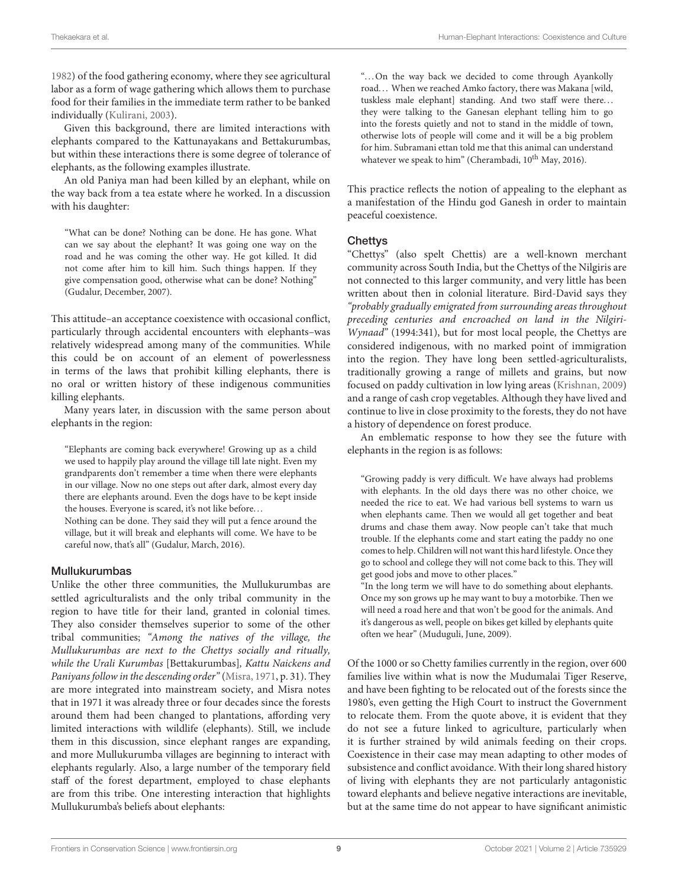1982) of the food gathering economy, where they see agricultural labor as a form of wage gathering which allows them to purchase food for their families in the immediate term rather to be banked individually (Kulirani, 2003).

Given this background, there are limited interactions with elephants compared to the Kattunayakans and Bettakurumbas, but within these interactions there is some degree of tolerance of elephants, as the following examples illustrate.

An old Paniya man had been killed by an elephant, while on the way back from a tea estate where he worked. In a discussion with his daughter:

> "What can be done? Nothing can be done. He has gone. What can we say about the elephant? It was going one way on the road and he was coming the other way. He got killed. It did not come after him to kill him. Such things happen. If they give compensation good, otherwise what can be done? Nothing" (Gudalur, December, 2007).

This attitude–an acceptance coexistence with occasional conflict, particularly through accidental encounters with elephants–was relatively widespread among many of the communities. While this could be on account of an element of powerlessness in terms of the laws that prohibit killing elephants, there is no oral or written history of these indigenous communities killing elephants.

Many years later, in discussion with the same person about elephants in the region:

> "Elephants are coming back everywhere! Growing up as a child we used to happily play around the village till late night. Even my grandparents don't remember a time when there were elephants in our village. Now no one steps out after dark, almost every day there are elephants around. Even the dogs have to be kept inside the houses. Everyone is scared, it's not like before…
>
> Nothing can be done. They said they will put a fence around the village, but it will break and elephants will come. We have to be careful now, that's all" (Gudalur, March, 2016).

### Mullukurumbas

Unlike the other three communities, the Mullukurumbas are settled agriculturalists and the only tribal community in the region to have title for their land, granted in colonial times. They also consider themselves superior to some of the other tribal communities; *"Among the natives of the village, the Mullukurumbas are next to the Chettys socially and ritually, while the Urali Kurumbas* [Bettakurumbas]*, Kattu Naickens and Paniyans follow in the descending order"* (Misra, 1971, p. 31). They are more integrated into mainstream society, and Misra notes that in 1971 it was already three or four decades since the forests around them had been changed to plantations, affording very limited interactions with wildlife (elephants). Still, we include them in this discussion, since elephant ranges are expanding, and more Mullukurumba villages are beginning to interact with elephants regularly. Also, a large number of the temporary field staff of the forest department, employed to chase elephants are from this tribe. One interesting interaction that highlights Mullukurumba's beliefs about elephants:

> "…On the way back we decided to come through Ayankolly road… When we reached Amko factory, there was Makana [wild, tuskless male elephant] standing. And two staff were there… they were talking to the Ganesan elephant telling him to go into the forests quietly and not to stand in the middle of town, otherwise lots of people will come and it will be a big problem for him. Subramani ettan told me that this animal can understand whatever we speak to him" (Cherambadi, 10th May, 2016).

This practice reflects the notion of appealing to the elephant as a manifestation of the Hindu god Ganesh in order to maintain peaceful coexistence.

### Chettys

"Chettys" (also spelt Chettis) are a well-known merchant community across South India, but the Chettys of the Nilgiris are not connected to this larger community, and very little has been written about then in colonial literature. Bird-David says they *"probably gradually emigrated from surrounding areas throughout preceding centuries and encroached on land in the Nilgiri-Wynaad"* (1994:341), but for most local people, the Chettys are considered indigenous, with no marked point of immigration into the region. They have long been settled-agriculturalists, traditionally growing a range of millets and grains, but now focused on paddy cultivation in low lying areas (Krishnan, 2009) and a range of cash crop vegetables. Although they have lived and continue to live in close proximity to the forests, they do not have a history of dependence on forest produce.

An emblematic response to how they see the future with elephants in the region is as follows:

> "Growing paddy is very difficult. We have always had problems with elephants. In the old days there was no other choice, we needed the rice to eat. We had various bell systems to warn us when elephants came. Then we would all get together and beat drums and chase them away. Now people can't take that much trouble. If the elephants come and start eating the paddy no one comes to help. Children will not want this hard lifestyle. Once they go to school and college they will not come back to this. They will get good jobs and move to other places."
>
> "In the long term we will have to do something about elephants. Once my son grows up he may want to buy a motorbike. Then we will need a road here and that won't be good for the animals. And it's dangerous as well, people on bikes get killed by elephants quite often we hear" (Muduguli, June, 2009).

Of the 1000 or so Chetty families currently in the region, over 600 families live within what is now the Mudumalai Tiger Reserve, and have been fighting to be relocated out of the forests since the 1980's, even getting the High Court to instruct the Government to relocate them. From the quote above, it is evident that they do not see a future linked to agriculture, particularly when it is further strained by wild animals feeding on their crops. Coexistence in their case may mean adapting to other modes of subsistence and conflict avoidance. With their long shared history of living with elephants they are not particularly antagonistic toward elephants and believe negative interactions are inevitable, but at the same time do not appear to have significant animistic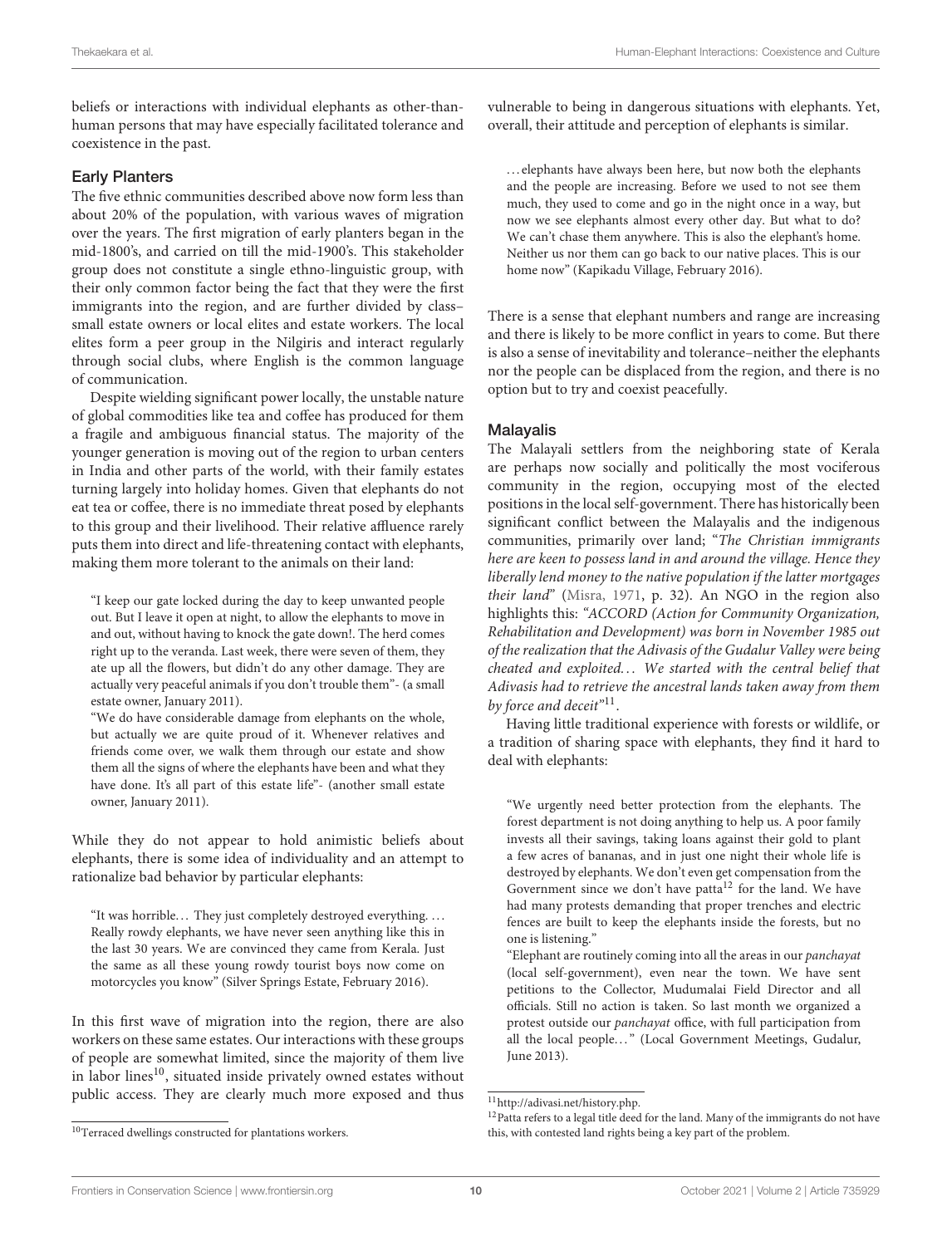beliefs or interactions with individual elephants as other-than-human persons that may have especially facilitated tolerance and coexistence in the past.

### Early Planters

The five ethnic communities described above now form less than about 20% of the population, with various waves of migration over the years. The first migration of early planters began in the mid-1800's, and carried on till the mid-1900's. This stakeholder group does not constitute a single ethno-linguistic group, with their only common factor being the fact that they were the first immigrants into the region, and are further divided by class–small estate owners or local elites and estate workers. The local elites form a peer group in the Nilgiris and interact regularly through social clubs, where English is the common language of communication.

Despite wielding significant power locally, the unstable nature of global commodities like tea and coffee has produced for them a fragile and ambiguous financial status. The majority of the younger generation is moving out of the region to urban centers in India and other parts of the world, with their family estates turning largely into holiday homes. Given that elephants do not eat tea or coffee, there is no immediate threat posed by elephants to this group and their livelihood. Their relative affluence rarely puts them into direct and life-threatening contact with elephants, making them more tolerant to the animals on their land:

> "I keep our gate locked during the day to keep unwanted people out. But I leave it open at night, to allow the elephants to move in and out, without having to knock the gate down!. The herd comes right up to the veranda. Last week, there were seven of them, they ate up all the flowers, but didn't do any other damage. They are actually very peaceful animals if you don't trouble them"- (a small estate owner, January 2011).
>
> "We do have considerable damage from elephants on the whole, but actually we are quite proud of it. Whenever relatives and friends come over, we walk them through our estate and show them all the signs of where the elephants have been and what they have done. It's all part of this estate life"- (another small estate owner, January 2011).

While they do not appear to hold animistic beliefs about elephants, there is some idea of individuality and an attempt to rationalize bad behavior by particular elephants:

> "It was horrible… They just completely destroyed everything. … Really rowdy elephants, we have never seen anything like this in the last 30 years. We are convinced they came from Kerala. Just the same as all these young rowdy tourist boys now come on motorcycles you know" (Silver Springs Estate, February 2016).

In this first wave of migration into the region, there are also workers on these same estates. Our interactions with these groups of people are somewhat limited, since the majority of them live in labor lines[10], situated inside privately owned estates without public access. They are clearly much more exposed and thus vulnerable to being in dangerous situations with elephants. Yet, overall, their attitude and perception of elephants is similar.

> …elephants have always been here, but now both the elephants and the people are increasing. Before we used to not see them much, they used to come and go in the night once in a way, but now we see elephants almost every other day. But what to do? We can't chase them anywhere. This is also the elephant's home. Neither us nor them can go back to our native places. This is our home now" (Kapikadu Village, February 2016).

There is a sense that elephant numbers and range are increasing and there is likely to be more conflict in years to come. But there is also a sense of inevitability and tolerance–neither the elephants nor the people can be displaced from the region, and there is no option but to try and coexist peacefully.

### Malayalis

The Malayali settlers from the neighboring state of Kerala are perhaps now socially and politically the most vociferous community in the region, occupying most of the elected positions in the local self-government. There has historically been significant conflict between the Malayalis and the indigenous communities, primarily over land; "*The Christian immigrants here are keen to possess land in and around the village. Hence they liberally lend money to the native population if the latter mortgages their land*" (Misra, 1971, p. 32). An NGO in the region also highlights this: *"ACCORD (Action for Community Organization, Rehabilitation and Development) was born in November 1985 out of the realization that the Adivasis of the Gudalur Valley were being cheated and exploited… We started with the central belief that Adivasis had to retrieve the ancestral lands taken away from them by force and deceit"*[11].

Having little traditional experience with forests or wildlife, or a tradition of sharing space with elephants, they find it hard to deal with elephants:

> "We urgently need better protection from the elephants. The forest department is not doing anything to help us. A poor family invests all their savings, taking loans against their gold to plant a few acres of bananas, and in just one night their whole life is destroyed by elephants. We don't even get compensation from the Government since we don't have patta[12] for the land. We have had many protests demanding that proper trenches and electric fences are built to keep the elephants inside the forests, but no one is listening."
>
> "Elephant are routinely coming into all the areas in our *panchayat* (local self-government), even near the town. We have sent petitions to the Collector, Mudumalai Field Director and all officials. Still no action is taken. So last month we organized a protest outside our *panchayat* office, with full participation from all the local people…" (Local Government Meetings, Gudalur, June 2013).

---

[10] Terraced dwellings constructed for plantations workers.

[11] http://adivasi.net/history.php.

[12] Patta refers to a legal title deed for the land. Many of the immigrants do not have this, with contested land rights being a key part of the problem.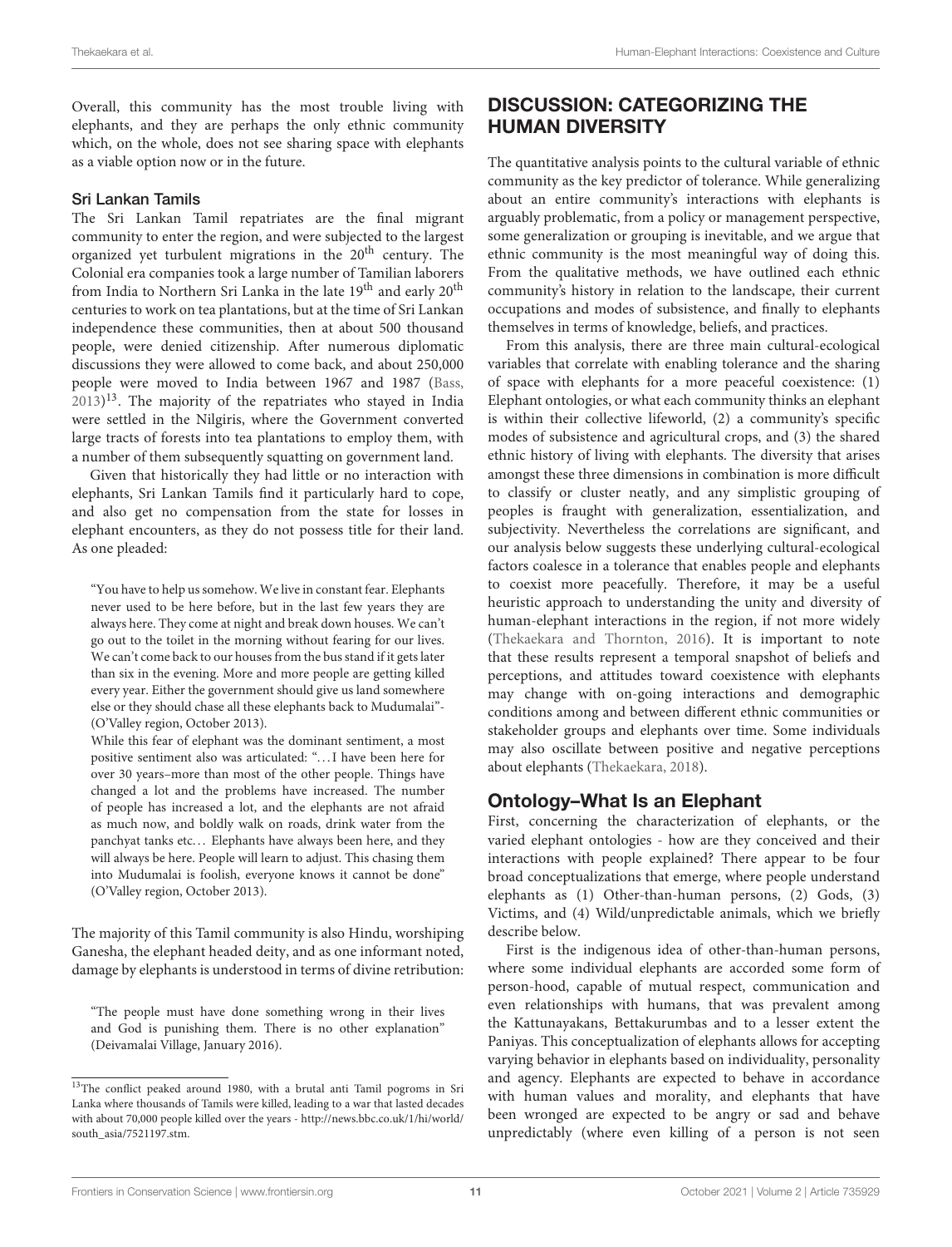Overall, this community has the most trouble living with elephants, and they are perhaps the only ethnic community which, on the whole, does not see sharing space with elephants as a viable option now or in the future.

### Sri Lankan Tamils

The Sri Lankan Tamil repatriates are the final migrant community to enter the region, and were subjected to the largest organized yet turbulent migrations in the 20th century. The Colonial era companies took a large number of Tamilian laborers from India to Northern Sri Lanka in the late 19th and early 20th centuries to work on tea plantations, but at the time of Sri Lankan independence these communities, then at about 500 thousand people, were denied citizenship. After numerous diplomatic discussions they were allowed to come back, and about 250,000 people were moved to India between 1967 and 1987 (Bass, 2013)[13]. The majority of the repatriates who stayed in India were settled in the Nilgiris, where the Government converted large tracts of forests into tea plantations to employ them, with a number of them subsequently squatting on government land.

Given that historically they had little or no interaction with elephants, Sri Lankan Tamils find it particularly hard to cope, and also get no compensation from the state for losses in elephant encounters, as they do not possess title for their land. As one pleaded:

> "You have to help us somehow. We live in constant fear. Elephants never used to be here before, but in the last few years they are always here. They come at night and break down houses. We can't go out to the toilet in the morning without fearing for our lives. We can't come back to our houses from the bus stand if it gets later than six in the evening. More and more people are getting killed every year. Either the government should give us land somewhere else or they should chase all these elephants back to Mudumalai"- (O'Valley region, October 2013).
>
> While this fear of elephant was the dominant sentiment, a most positive sentiment also was articulated: "…I have been here for over 30 years–more than most of the other people. Things have changed a lot and the problems have increased. The number of people has increased a lot, and the elephants are not afraid as much now, and boldly walk on roads, drink water from the panchyat tanks etc… Elephants have always been here, and they will always be here. People will learn to adjust. This chasing them into Mudumalai is foolish, everyone knows it cannot be done" (O'Valley region, October 2013).

The majority of this Tamil community is also Hindu, worshiping Ganesha, the elephant headed deity, and as one informant noted, damage by elephants is understood in terms of divine retribution:

> "The people must have done something wrong in their lives and God is punishing them. There is no other explanation" (Deivamalai Village, January 2016).

[13] The conflict peaked around 1980, with a brutal anti Tamil pogroms in Sri Lanka where thousands of Tamils were killed, leading to a war that lasted decades with about 70,000 people killed over the years - http://news.bbc.co.uk/1/hi/world/south_asia/7521197.stm.

## DISCUSSION: CATEGORIZING THE HUMAN DIVERSITY

The quantitative analysis points to the cultural variable of ethnic community as the key predictor of tolerance. While generalizing about an entire community's interactions with elephants is arguably problematic, from a policy or management perspective, some generalization or grouping is inevitable, and we argue that ethnic community is the most meaningful way of doing this. From the qualitative methods, we have outlined each ethnic community's history in relation to the landscape, their current occupations and modes of subsistence, and finally to elephants themselves in terms of knowledge, beliefs, and practices.

From this analysis, there are three main cultural-ecological variables that correlate with enabling tolerance and the sharing of space with elephants for a more peaceful coexistence: (1) Elephant ontologies, or what each community thinks an elephant is within their collective lifeworld, (2) a community's specific modes of subsistence and agricultural crops, and (3) the shared ethnic history of living with elephants. The diversity that arises amongst these three dimensions in combination is more difficult to classify or cluster neatly, and any simplistic grouping of peoples is fraught with generalization, essentialization, and subjectivity. Nevertheless the correlations are significant, and our analysis below suggests these underlying cultural-ecological factors coalesce in a tolerance that enables people and elephants to coexist more peacefully. Therefore, it may be a useful heuristic approach to understanding the unity and diversity of human-elephant interactions in the region, if not more widely (Thekaekara and Thornton, 2016). It is important to note that these results represent a temporal snapshot of beliefs and perceptions, and attitudes toward coexistence with elephants may change with on-going interactions and demographic conditions among and between different ethnic communities or stakeholder groups and elephants over time. Some individuals may also oscillate between positive and negative perceptions about elephants (Thekaekara, 2018).

### Ontology–What Is an Elephant

First, concerning the characterization of elephants, or the varied elephant ontologies - how are they conceived and their interactions with people explained? There appear to be four broad conceptualizations that emerge, where people understand elephants as (1) Other-than-human persons, (2) Gods, (3) Victims, and (4) Wild/unpredictable animals, which we briefly describe below.

First is the indigenous idea of other-than-human persons, where some individual elephants are accorded some form of person-hood, capable of mutual respect, communication and even relationships with humans, that was prevalent among the Kattunayakans, Bettakurumbas and to a lesser extent the Paniyas. This conceptualization of elephants allows for accepting varying behavior in elephants based on individuality, personality and agency. Elephants are expected to behave in accordance with human values and morality, and elephants that have been wronged are expected to be angry or sad and behave unpredictably (where even killing of a person is not seen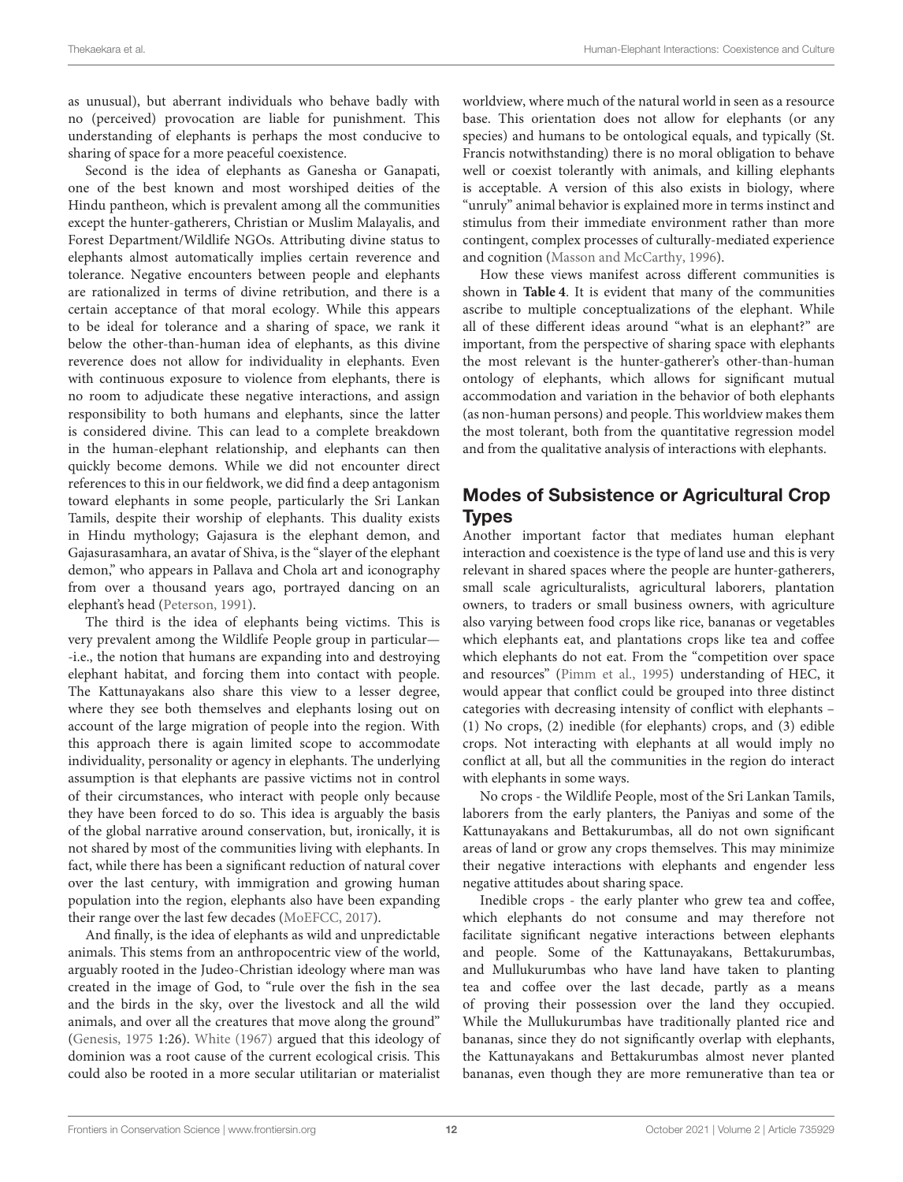as unusual), but aberrant individuals who behave badly with no (perceived) provocation are liable for punishment. This understanding of elephants is perhaps the most conducive to sharing of space for a more peaceful coexistence.

Second is the idea of elephants as Ganesha or Ganapati, one of the best known and most worshiped deities of the Hindu pantheon, which is prevalent among all the communities except the hunter-gatherers, Christian or Muslim Malayalis, and Forest Department/Wildlife NGOs. Attributing divine status to elephants almost automatically implies certain reverence and tolerance. Negative encounters between people and elephants are rationalized in terms of divine retribution, and there is a certain acceptance of that moral ecology. While this appears to be ideal for tolerance and a sharing of space, we rank it below the other-than-human idea of elephants, as this divine reverence does not allow for individuality in elephants. Even with continuous exposure to violence from elephants, there is no room to adjudicate these negative interactions, and assign responsibility to both humans and elephants, since the latter is considered divine. This can lead to a complete breakdown in the human-elephant relationship, and elephants can then quickly become demons. While we did not encounter direct references to this in our fieldwork, we did find a deep antagonism toward elephants in some people, particularly the Sri Lankan Tamils, despite their worship of elephants. This duality exists in Hindu mythology; Gajasura is the elephant demon, and Gajasurasamhara, an avatar of Shiva, is the "slayer of the elephant demon," who appears in Pallava and Chola art and iconography from over a thousand years ago, portrayed dancing on an elephant's head (Peterson, 1991).

The third is the idea of elephants being victims. This is very prevalent among the Wildlife People group in particular—-i.e., the notion that humans are expanding into and destroying elephant habitat, and forcing them into contact with people. The Kattunayakans also share this view to a lesser degree, where they see both themselves and elephants losing out on account of the large migration of people into the region. With this approach there is again limited scope to accommodate individuality, personality or agency in elephants. The underlying assumption is that elephants are passive victims not in control of their circumstances, who interact with people only because they have been forced to do so. This idea is arguably the basis of the global narrative around conservation, but, ironically, it is not shared by most of the communities living with elephants. In fact, while there has been a significant reduction of natural cover over the last century, with immigration and growing human population into the region, elephants also have been expanding their range over the last few decades (MoEFCC, 2017).

And finally, is the idea of elephants as wild and unpredictable animals. This stems from an anthropocentric view of the world, arguably rooted in the Judeo-Christian ideology where man was created in the image of God, to "rule over the fish in the sea and the birds in the sky, over the livestock and all the wild animals, and over all the creatures that move along the ground" (Genesis, 1975 1:26). White (1967) argued that this ideology of dominion was a root cause of the current ecological crisis. This could also be rooted in a more secular utilitarian or materialist worldview, where much of the natural world in seen as a resource base. This orientation does not allow for elephants (or any species) and humans to be ontological equals, and typically (St. Francis notwithstanding) there is no moral obligation to behave well or coexist tolerantly with animals, and killing elephants is acceptable. A version of this also exists in biology, where "unruly" animal behavior is explained more in terms instinct and stimulus from their immediate environment rather than more contingent, complex processes of culturally-mediated experience and cognition (Masson and McCarthy, 1996).

How these views manifest across different communities is shown in **Table 4**. It is evident that many of the communities ascribe to multiple conceptualizations of the elephant. While all of these different ideas around "what is an elephant?" are important, from the perspective of sharing space with elephants the most relevant is the hunter-gatherer's other-than-human ontology of elephants, which allows for significant mutual accommodation and variation in the behavior of both elephants (as non-human persons) and people. This worldview makes them the most tolerant, both from the quantitative regression model and from the qualitative analysis of interactions with elephants.

## Modes of Subsistence or Agricultural Crop Types

Another important factor that mediates human elephant interaction and coexistence is the type of land use and this is very relevant in shared spaces where the people are hunter-gatherers, small scale agriculturalists, agricultural laborers, plantation owners, to traders or small business owners, with agriculture also varying between food crops like rice, bananas or vegetables which elephants eat, and plantations crops like tea and coffee which elephants do not eat. From the "competition over space and resources" (Pimm et al., 1995) understanding of HEC, it would appear that conflict could be grouped into three distinct categories with decreasing intensity of conflict with elephants – (1) No crops, (2) inedible (for elephants) crops, and (3) edible crops. Not interacting with elephants at all would imply no conflict at all, but all the communities in the region do interact with elephants in some ways.

No crops - the Wildlife People, most of the Sri Lankan Tamils, laborers from the early planters, the Paniyas and some of the Kattunayakans and Bettakurumbas, all do not own significant areas of land or grow any crops themselves. This may minimize their negative interactions with elephants and engender less negative attitudes about sharing space.

Inedible crops - the early planter who grew tea and coffee, which elephants do not consume and may therefore not facilitate significant negative interactions between elephants and people. Some of the Kattunayakans, Bettakurumbas, and Mullukurumbas who have land have taken to planting tea and coffee over the last decade, partly as a means of proving their possession over the land they occupied. While the Mullukurumbas have traditionally planted rice and bananas, since they do not significantly overlap with elephants, the Kattunayakans and Bettakurumbas almost never planted bananas, even though they are more remunerative than tea or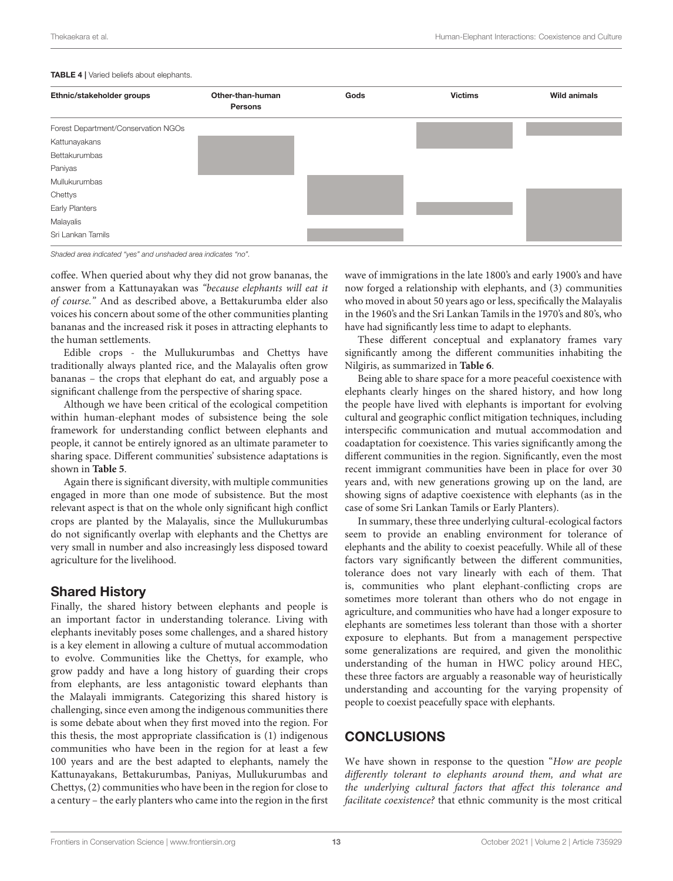**TABLE 4** | Varied beliefs about elephants.

| Ethnic/stakeholder groups | Other-than-human Persons | Gods | Victims | Wild animals |
|---|---|---|---|---|
| Forest Department/Conservation NGOs | No | No | Yes | Yes |
| Kattunayakans | Yes | No | Yes | No |
| Bettakurumbas | Yes | No | No | No |
| Paniyas | Yes | No | No | No |
| Mullukurumbas | No | Yes | No | No |
| Chettys | No | Yes | No | Yes |
| Early Planters | No | Yes | Yes | Yes |
| Malayalis | No | No | No | Yes |
| Sri Lankan Tamils | No | Yes | No | Yes |

*Shaded area indicated "yes" and unshaded area indicates "no".*

coffee. When queried about why they did not grow bananas, the answer from a Kattunayakan was *"because elephants will eat it of course."* And as described above, a Bettakurumba elder also voices his concern about some of the other communities planting bananas and the increased risk it poses in attracting elephants to the human settlements.

Edible crops - the Mullukurumbas and Chettys have traditionally always planted rice, and the Malayalis often grow bananas – the crops that elephant do eat, and arguably pose a significant challenge from the perspective of sharing space.

Although we have been critical of the ecological competition within human-elephant modes of subsistence being the sole framework for understanding conflict between elephants and people, it cannot be entirely ignored as an ultimate parameter to sharing space. Different communities' subsistence adaptations is shown in **Table 5**.

Again there is significant diversity, with multiple communities engaged in more than one mode of subsistence. But the most relevant aspect is that on the whole only significant high conflict crops are planted by the Malayalis, since the Mullukurumbas do not significantly overlap with elephants and the Chettys are very small in number and also increasingly less disposed toward agriculture for the livelihood.

## Shared History

Finally, the shared history between elephants and people is an important factor in understanding tolerance. Living with elephants inevitably poses some challenges, and a shared history is a key element in allowing a culture of mutual accommodation to evolve. Communities like the Chettys, for example, who grow paddy and have a long history of guarding their crops from elephants, are less antagonistic toward elephants than the Malayali immigrants. Categorizing this shared history is challenging, since even among the indigenous communities there is some debate about when they first moved into the region. For this thesis, the most appropriate classification is (1) indigenous communities who have been in the region for at least a few 100 years and are the best adapted to elephants, namely the Kattunayakans, Bettakurumbas, Paniyas, Mullukurumbas and Chettys, (2) communities who have been in the region for close to a century – the early planters who came into the region in the first wave of immigrations in the late 1800's and early 1900's and have now forged a relationship with elephants, and (3) communities who moved in about 50 years ago or less, specifically the Malayalis in the 1960's and the Sri Lankan Tamils in the 1970's and 80's, who have had significantly less time to adapt to elephants.

These different conceptual and explanatory frames vary significantly among the different communities inhabiting the Nilgiris, as summarized in **Table 6**.

Being able to share space for a more peaceful coexistence with elephants clearly hinges on the shared history, and how long the people have lived with elephants is important for evolving cultural and geographic conflict mitigation techniques, including interspecific communication and mutual accommodation and coadaptation for coexistence. This varies significantly among the different communities in the region. Significantly, even the most recent immigrant communities have been in place for over 30 years and, with new generations growing up on the land, are showing signs of adaptive coexistence with elephants (as in the case of some Sri Lankan Tamils or Early Planters).

In summary, these three underlying cultural-ecological factors seem to provide an enabling environment for tolerance of elephants and the ability to coexist peacefully. While all of these factors vary significantly between the different communities, tolerance does not vary linearly with each of them. That is, communities who plant elephant-conflicting crops are sometimes more tolerant than others who do not engage in agriculture, and communities who have had a longer exposure to elephants are sometimes less tolerant than those with a shorter exposure to elephants. But from a management perspective some generalizations are required, and given the monolithic understanding of the human in HWC policy around HEC, these three factors are arguably a reasonable way of heuristically understanding and accounting for the varying propensity of people to coexist peacefully space with elephants.

## CONCLUSIONS

We have shown in response to the question "*How are people differently tolerant to elephants around them, and what are the underlying cultural factors that affect this tolerance and facilitate coexistence?* that ethnic community is the most critical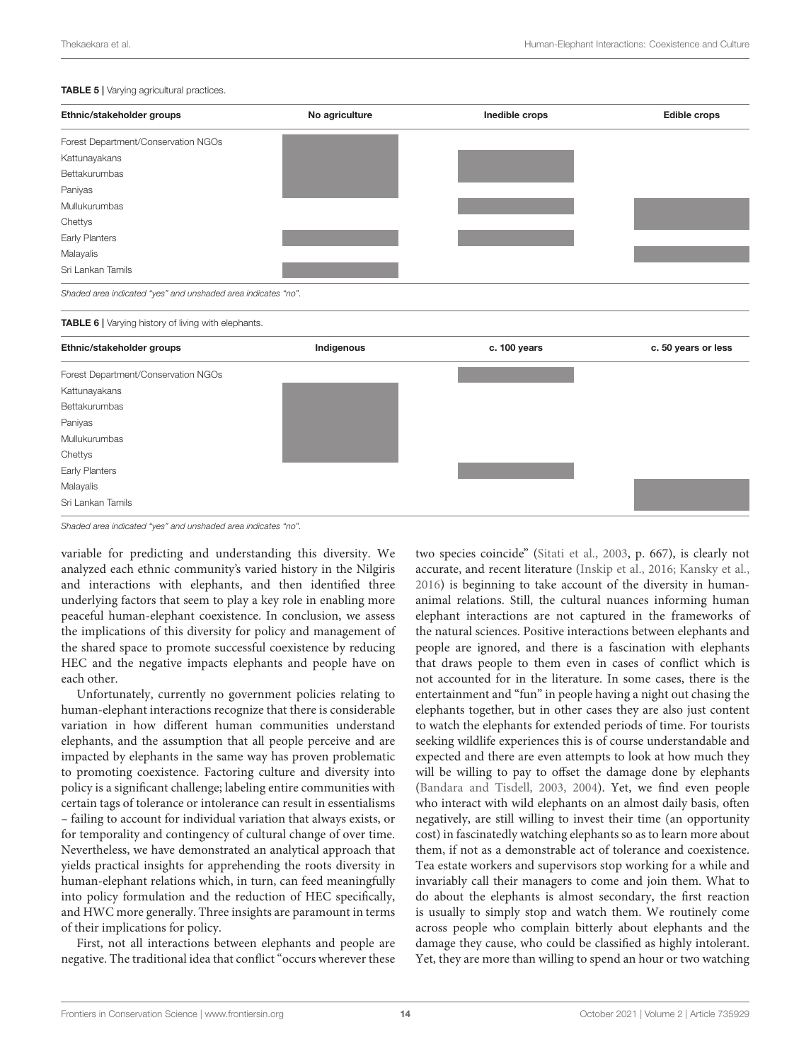**TABLE 5 |** Varying agricultural practices.

| Ethnic/stakeholder groups | No agriculture | Inedible crops | Edible crops |
| --- | --- | --- | --- |
| Forest Department/Conservation NGOs | ■ | | |
| Kattunayakans | ■ | ■ | |
| Bettakurumbas | ■ | ■ | |
| Paniyas | ■ | | |
| Mullukurumbas | | ■ | ■ |
| Chettys | | | ■ |
| Early Planters | ■ | ■ | |
| Malayalis | | | ■ |
| Sri Lankan Tamils | ■ | | |

*Shaded area indicated "yes" and unshaded area indicates "no".*

**TABLE 6 |** Varying history of living with elephants.

| Ethnic/stakeholder groups | Indigenous | c. 100 years | c. 50 years or less |
| --- | --- | --- | --- |
| Forest Department/Conservation NGOs | | ■ | |
| Kattunayakans | ■ | | |
| Bettakurumbas | ■ | | |
| Paniyas | ■ | | |
| Mullukurumbas | ■ | | |
| Chettys | ■ | | |
| Early Planters | | ■ | |
| Malayalis | | | ■ |
| Sri Lankan Tamils | | | ■ |

*Shaded area indicated "yes" and unshaded area indicates "no".*

variable for predicting and understanding this diversity. We analyzed each ethnic community's varied history in the Nilgiris and interactions with elephants, and then identified three underlying factors that seem to play a key role in enabling more peaceful human-elephant coexistence. In conclusion, we assess the implications of this diversity for policy and management of the shared space to promote successful coexistence by reducing HEC and the negative impacts elephants and people have on each other.

Unfortunately, currently no government policies relating to human-elephant interactions recognize that there is considerable variation in how different human communities understand elephants, and the assumption that all people perceive and are impacted by elephants in the same way has proven problematic to promoting coexistence. Factoring culture and diversity into policy is a significant challenge; labeling entire communities with certain tags of tolerance or intolerance can result in essentialisms – failing to account for individual variation that always exists, or for temporality and contingency of cultural change of over time. Nevertheless, we have demonstrated an analytical approach that yields practical insights for apprehending the roots diversity in human-elephant relations which, in turn, can feed meaningfully into policy formulation and the reduction of HEC specifically, and HWC more generally. Three insights are paramount in terms of their implications for policy.

First, not all interactions between elephants and people are negative. The traditional idea that conflict "occurs wherever these two species coincide" (Sitati et al., 2003, p. 667), is clearly not accurate, and recent literature (Inskip et al., 2016; Kansky et al., 2016) is beginning to take account of the diversity in human-animal relations. Still, the cultural nuances informing human elephant interactions are not captured in the frameworks of the natural sciences. Positive interactions between elephants and people are ignored, and there is a fascination with elephants that draws people to them even in cases of conflict which is not accounted for in the literature. In some cases, there is the entertainment and "fun" in people having a night out chasing the elephants together, but in other cases they are also just content to watch the elephants for extended periods of time. For tourists seeking wildlife experiences this is of course understandable and expected and there are even attempts to look at how much they will be willing to pay to offset the damage done by elephants (Bandara and Tisdell, 2003, 2004). Yet, we find even people who interact with wild elephants on an almost daily basis, often negatively, are still willing to invest their time (an opportunity cost) in fascinatedly watching elephants so as to learn more about them, if not as a demonstrable act of tolerance and coexistence. Tea estate workers and supervisors stop working for a while and invariably call their managers to come and join them. What to do about the elephants is almost secondary, the first reaction is usually to simply stop and watch them. We routinely come across people who complain bitterly about elephants and the damage they cause, who could be classified as highly intolerant. Yet, they are more than willing to spend an hour or two watching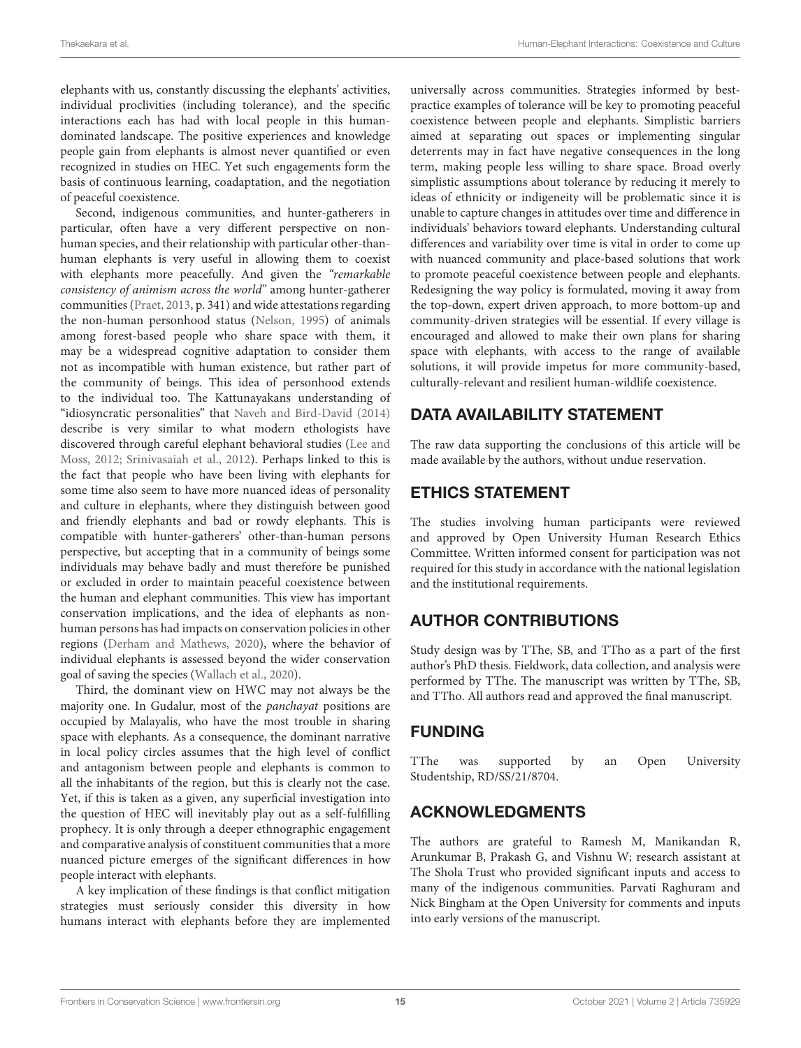elephants with us, constantly discussing the elephants' activities, individual proclivities (including tolerance), and the specific interactions each has had with local people in this human-dominated landscape. The positive experiences and knowledge people gain from elephants is almost never quantified or even recognized in studies on HEC. Yet such engagements form the basis of continuous learning, coadaptation, and the negotiation of peaceful coexistence.

Second, indigenous communities, and hunter-gatherers in particular, often have a very different perspective on non-human species, and their relationship with particular other-than-human elephants is very useful in allowing them to coexist with elephants more peacefully. And given the "*remarkable consistency of animism across the world*" among hunter-gatherer communities (Praet, 2013, p. 341) and wide attestations regarding the non-human personhood status (Nelson, 1995) of animals among forest-based people who share space with them, it may be a widespread cognitive adaptation to consider them not as incompatible with human existence, but rather part of the community of beings. This idea of personhood extends to the individual too. The Kattunayakans understanding of "idiosyncratic personalities" that Naveh and Bird-David (2014) describe is very similar to what modern ethologists have discovered through careful elephant behavioral studies (Lee and Moss, 2012; Srinivasaiah et al., 2012). Perhaps linked to this is the fact that people who have been living with elephants for some time also seem to have more nuanced ideas of personality and culture in elephants, where they distinguish between good and friendly elephants and bad or rowdy elephants. This is compatible with hunter-gatherers' other-than-human persons perspective, but accepting that in a community of beings some individuals may behave badly and must therefore be punished or excluded in order to maintain peaceful coexistence between the human and elephant communities. This view has important conservation implications, and the idea of elephants as non-human persons has had impacts on conservation policies in other regions (Derham and Mathews, 2020), where the behavior of individual elephants is assessed beyond the wider conservation goal of saving the species (Wallach et al., 2020).

Third, the dominant view on HWC may not always be the majority one. In Gudalur, most of the *panchayat* positions are occupied by Malayalis, who have the most trouble in sharing space with elephants. As a consequence, the dominant narrative in local policy circles assumes that the high level of conflict and antagonism between people and elephants is common to all the inhabitants of the region, but this is clearly not the case. Yet, if this is taken as a given, any superficial investigation into the question of HEC will inevitably play out as a self-fulfilling prophecy. It is only through a deeper ethnographic engagement and comparative analysis of constituent communities that a more nuanced picture emerges of the significant differences in how people interact with elephants.

A key implication of these findings is that conflict mitigation strategies must seriously consider this diversity in how humans interact with elephants before they are implemented universally across communities. Strategies informed by best-practice examples of tolerance will be key to promoting peaceful coexistence between people and elephants. Simplistic barriers aimed at separating out spaces or implementing singular deterrents may in fact have negative consequences in the long term, making people less willing to share space. Broad overly simplistic assumptions about tolerance by reducing it merely to ideas of ethnicity or indigeneity will be problematic since it is unable to capture changes in attitudes over time and difference in individuals' behaviors toward elephants. Understanding cultural differences and variability over time is vital in order to come up with nuanced community and place-based solutions that work to promote peaceful coexistence between people and elephants. Redesigning the way policy is formulated, moving it away from the top-down, expert driven approach, to more bottom-up and community-driven strategies will be essential. If every village is encouraged and allowed to make their own plans for sharing space with elephants, with access to the range of available solutions, it will provide impetus for more community-based, culturally-relevant and resilient human-wildlife coexistence.

## DATA AVAILABILITY STATEMENT

The raw data supporting the conclusions of this article will be made available by the authors, without undue reservation.

## ETHICS STATEMENT

The studies involving human participants were reviewed and approved by Open University Human Research Ethics Committee. Written informed consent for participation was not required for this study in accordance with the national legislation and the institutional requirements.

## AUTHOR CONTRIBUTIONS

Study design was by TThe, SB, and TTho as a part of the first author's PhD thesis. Fieldwork, data collection, and analysis were performed by TThe. The manuscript was written by TThe, SB, and TTho. All authors read and approved the final manuscript.

## FUNDING

TThe was supported by an Open University Studentship, RD/SS/21/8704.

## ACKNOWLEDGMENTS

The authors are grateful to Ramesh M, Manikandan R, Arunkumar B, Prakash G, and Vishnu W; research assistant at The Shola Trust who provided significant inputs and access to many of the indigenous communities. Parvati Raghuram and Nick Bingham at the Open University for comments and inputs into early versions of the manuscript.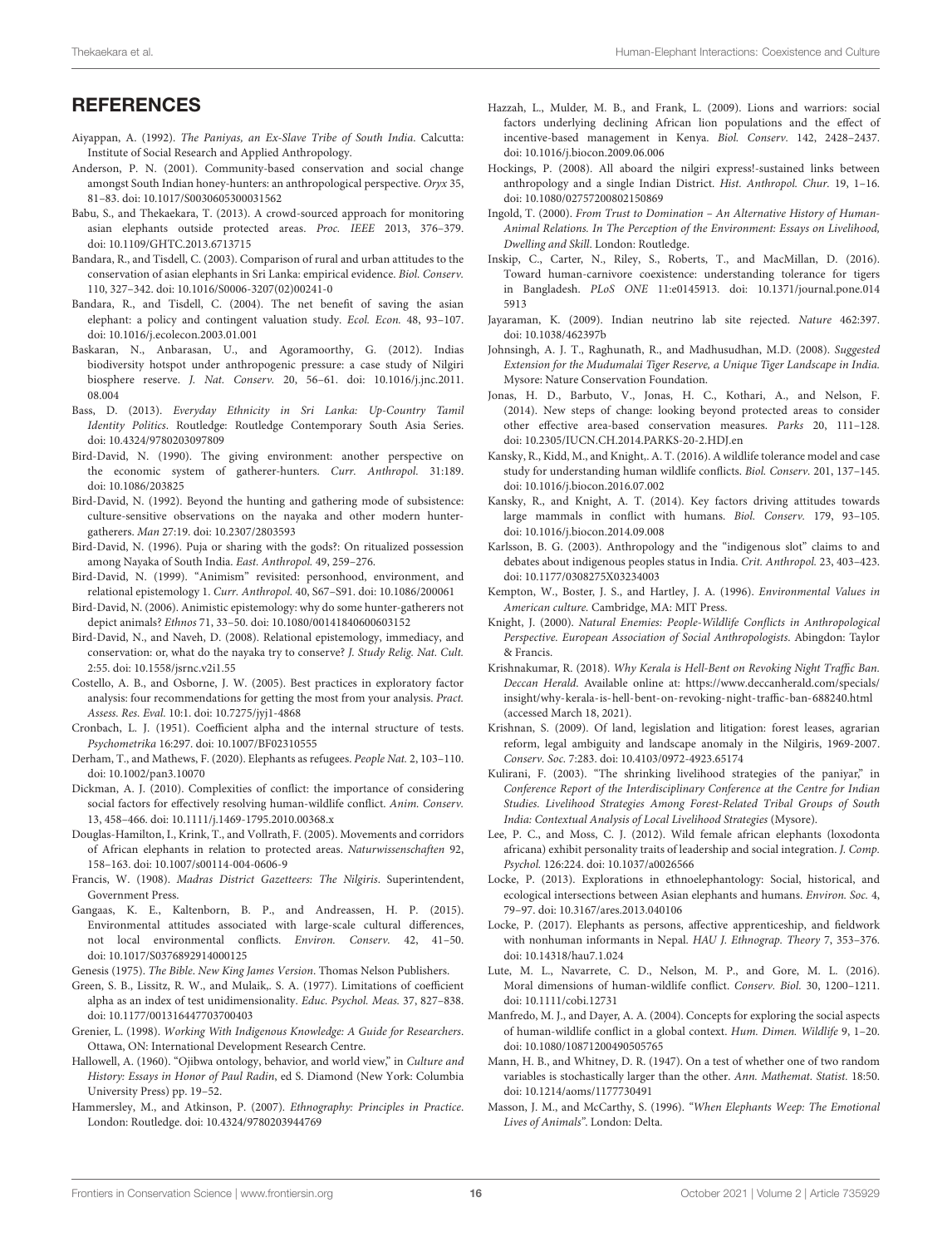## REFERENCES

Aiyappan, A. (1992). *The Paniyas, an Ex-Slave Tribe of South India*. Calcutta: Institute of Social Research and Applied Anthropology.

Anderson, P. N. (2001). Community-based conservation and social change amongst South Indian honey-hunters: an anthropological perspective. *Oryx* 35, 81–83. doi: 10.1017/S0030605300031562

Babu, S., and Thekaekara, T. (2013). A crowd-sourced approach for monitoring asian elephants outside protected areas. *Proc. IEEE* 2013, 376–379. doi: 10.1109/GHTC.2013.6713715

Bandara, R., and Tisdell, C. (2003). Comparison of rural and urban attitudes to the conservation of asian elephants in Sri Lanka: empirical evidence. *Biol. Conserv.* 110, 327–342. doi: 10.1016/S0006-3207(02)00241-0

Bandara, R., and Tisdell, C. (2004). The net benefit of saving the asian elephant: a policy and contingent valuation study. *Ecol. Econ.* 48, 93–107. doi: 10.1016/j.ecolecon.2003.01.001

Baskaran, N., Anbarasan, U., and Agoramoorthy, G. (2012). Indias biodiversity hotspot under anthropogenic pressure: a case study of Nilgiri biosphere reserve. *J. Nat. Conserv.* 20, 56–61. doi: 10.1016/j.jnc.2011.08.004

Bass, D. (2013). *Everyday Ethnicity in Sri Lanka: Up-Country Tamil Identity Politics*. Routledge: Routledge Contemporary South Asia Series. doi: 10.4324/9780203097809

Bird-David, N. (1990). The giving environment: another perspective on the economic system of gatherer-hunters. *Curr. Anthropol.* 31:189. doi: 10.1086/203825

Bird-David, N. (1992). Beyond the hunting and gathering mode of subsistence: culture-sensitive observations on the nayaka and other modern hunter-gatherers. *Man* 27:19. doi: 10.2307/2803593

Bird-David, N. (1996). Puja or sharing with the gods?: On ritualized possession among Nayaka of South India. *East. Anthropol.* 49, 259–276.

Bird-David, N. (1999). "Animism" revisited: personhood, environment, and relational epistemology 1. *Curr. Anthropol.* 40, S67–S91. doi: 10.1086/200061

Bird-David, N. (2006). Animistic epistemology: why do some hunter-gatherers not depict animals? *Ethnos* 71, 33–50. doi: 10.1080/00141840600603152

Bird-David, N., and Naveh, D. (2008). Relational epistemology, immediacy, and conservation: or, what do the nayaka try to conserve? *J. Study Relig. Nat. Cult.* 2:55. doi: 10.1558/jsrnc.v2i1.55

Costello, A. B., and Osborne, J. W. (2005). Best practices in exploratory factor analysis: four recommendations for getting the most from your analysis. *Pract. Assess. Res. Eval.* 10:1. doi: 10.7275/jyj1-4868

Cronbach, L. J. (1951). Coefficient alpha and the internal structure of tests. *Psychometrika* 16:297. doi: 10.1007/BF02310555

Derham, T., and Mathews, F. (2020). Elephants as refugees. *People Nat.* 2, 103–110. doi: 10.1002/pan3.10070

Dickman, A. J. (2010). Complexities of conflict: the importance of considering social factors for effectively resolving human-wildlife conflict. *Anim. Conserv.* 13, 458–466. doi: 10.1111/j.1469-1795.2010.00368.x

Douglas-Hamilton, I., Krink, T., and Vollrath, F. (2005). Movements and corridors of African elephants in relation to protected areas. *Naturwissenschaften* 92, 158–163. doi: 10.1007/s00114-004-0606-9

Francis, W. (1908). *Madras District Gazetteers: The Nilgiris*. Superintendent, Government Press.

Gangaas, K. E., Kaltenborn, B. P., and Andreassen, H. P. (2015). Environmental attitudes associated with large-scale cultural differences, not local environmental conflicts. *Environ. Conserv.* 42, 41–50. doi: 10.1017/S0376892914000125

Genesis (1975). *The Bible. New King James Version*. Thomas Nelson Publishers.

Green, S. B., Lissitz, R. W., and Mulaik,. S. A. (1977). Limitations of coefficient alpha as an index of test unidimensionality. *Educ. Psychol. Meas.* 37, 827–838. doi: 10.1177/001316447703700403

Grenier, L. (1998). *Working With Indigenous Knowledge: A Guide for Researchers*. Ottawa, ON: International Development Research Centre.

Hallowell, A. (1960). "Ojibwa ontology, behavior, and world view," in *Culture and History: Essays in Honor of Paul Radin*, ed S. Diamond (New York: Columbia University Press) pp. 19–52.

Hammersley, M., and Atkinson, P. (2007). *Ethnography: Principles in Practice*. London: Routledge. doi: 10.4324/9780203944769

Hazzah, L., Mulder, M. B., and Frank, L. (2009). Lions and warriors: social factors underlying declining African lion populations and the effect of incentive-based management in Kenya. *Biol. Conserv.* 142, 2428–2437. doi: 10.1016/j.biocon.2009.06.006

Hockings, P. (2008). All aboard the nilgiri express!-sustained links between anthropology and a single Indian District. *Hist. Anthropol. Chur.* 19, 1–16. doi: 10.1080/02757200802150869

Ingold, T. (2000). *From Trust to Domination – An Alternative History of Human-Animal Relations. In The Perception of the Environment: Essays on Livelihood, Dwelling and Skill*. London: Routledge.

Inskip, C., Carter, N., Riley, S., Roberts, T., and MacMillan, D. (2016). Toward human-carnivore coexistence: understanding tolerance for tigers in Bangladesh. *PLoS ONE* 11:e0145913. doi: 10.1371/journal.pone.0145913

Jayaraman, K. (2009). Indian neutrino lab site rejected. *Nature* 462:397. doi: 10.1038/462397b

Johnsingh, A. J. T., Raghunath, R., and Madhusudhan, M.D. (2008). *Suggested Extension for the Mudumalai Tiger Reserve, a Unique Tiger Landscape in India*. Mysore: Nature Conservation Foundation.

Jonas, H. D., Barbuto, V., Jonas, H. C., Kothari, A., and Nelson, F. (2014). New steps of change: looking beyond protected areas to consider other effective area-based conservation measures. *Parks* 20, 111–128. doi: 10.2305/IUCN.CH.2014.PARKS-20-2.HDJ.en

Kansky, R., Kidd, M., and Knight,. A. T. (2016). A wildlife tolerance model and case study for understanding human wildlife conflicts. *Biol. Conserv.* 201, 137–145. doi: 10.1016/j.biocon.2016.07.002

Kansky, R., and Knight, A. T. (2014). Key factors driving attitudes towards large mammals in conflict with humans. *Biol. Conserv.* 179, 93–105. doi: 10.1016/j.biocon.2014.09.008

Karlsson, B. G. (2003). Anthropology and the "indigenous slot" claims to and debates about indigenous peoples status in India. *Crit. Anthropol.* 23, 403–423. doi: 10.1177/0308275X03234003

Kempton, W., Boster, J. S., and Hartley, J. A. (1996). *Environmental Values in American culture*. Cambridge, MA: MIT Press.

Knight, J. (2000). *Natural Enemies: People-Wildlife Conflicts in Anthropological Perspective. European Association of Social Anthropologists*. Abingdon: Taylor & Francis.

Krishnakumar, R. (2018). *Why Kerala is Hell-Bent on Revoking Night Traffic Ban. Deccan Herald*. Available online at: https://www.deccanherald.com/specials/insight/why-kerala-is-hell-bent-on-revoking-night-traffic-ban-688240.html (accessed March 18, 2021).

Krishnan, S. (2009). Of land, legislation and litigation: forest leases, agrarian reform, legal ambiguity and landscape anomaly in the Nilgiris, 1969-2007. *Conserv. Soc.* 7:283. doi: 10.4103/0972-4923.65174

Kulirani, F. (2003). "The shrinking livelihood strategies of the paniyar," in *Conference Report of the Interdisciplinary Conference at the Centre for Indian Studies. Livelihood Strategies Among Forest-Related Tribal Groups of South India: Contextual Analysis of Local Livelihood Strategies* (Mysore).

Lee, P. C., and Moss, C. J. (2012). Wild female african elephants (loxodonta africana) exhibit personality traits of leadership and social integration. *J. Comp. Psychol.* 126:224. doi: 10.1037/a0026566

Locke, P. (2013). Explorations in ethnoelephantology: Social, historical, and ecological intersections between Asian elephants and humans. *Environ. Soc.* 4, 79–97. doi: 10.3167/ares.2013.040106

Locke, P. (2017). Elephants as persons, affective apprenticeship, and fieldwork with nonhuman informants in Nepal. *HAU J. Ethnograp. Theory* 7, 353–376. doi: 10.14318/hau7.1.024

Lute, M. L., Navarrete, C. D., Nelson, M. P., and Gore, M. L. (2016). Moral dimensions of human-wildlife conflict. *Conserv. Biol.* 30, 1200–1211. doi: 10.1111/cobi.12731

Manfredo, M. J., and Dayer, A. A. (2004). Concepts for exploring the social aspects of human-wildlife conflict in a global context. *Hum. Dimen. Wildlife* 9, 1–20. doi: 10.1080/10871200490505765

Mann, H. B., and Whitney, D. R. (1947). On a test of whether one of two random variables is stochastically larger than the other. *Ann. Mathemat. Statist.* 18:50. doi: 10.1214/aoms/1177730491

Masson, J. M., and McCarthy, S. (1996). "*When Elephants Weep: The Emotional Lives of Animals*". London: Delta.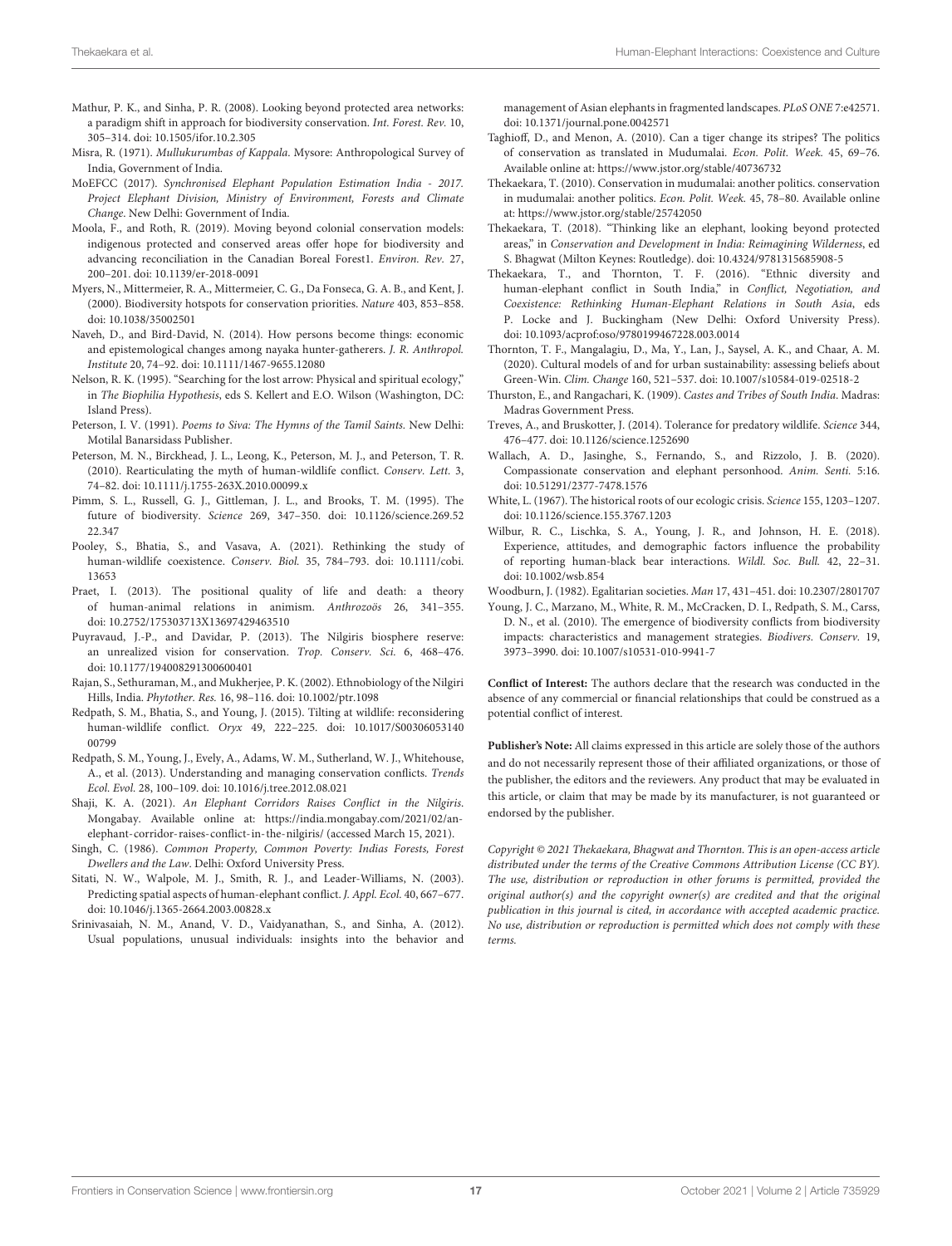Mathur, P. K., and Sinha, P. R. (2008). Looking beyond protected area networks: a paradigm shift in approach for biodiversity conservation. *Int. Forest. Rev.* 10, 305–314. doi: 10.1505/ifor.10.2.305

Misra, R. (1971). *Mullukurumbas of Kappala*. Mysore: Anthropological Survey of India, Government of India.

MoEFCC (2017). *Synchronised Elephant Population Estimation India - 2017. Project Elephant Division, Ministry of Environment, Forests and Climate Change*. New Delhi: Government of India.

Moola, F., and Roth, R. (2019). Moving beyond colonial conservation models: indigenous protected and conserved areas offer hope for biodiversity and advancing reconciliation in the Canadian Boreal Forest1. *Environ. Rev.* 27, 200–201. doi: 10.1139/er-2018-0091

Myers, N., Mittermeier, R. A., Mittermeier, C. G., Da Fonseca, G. A. B., and Kent, J. (2000). Biodiversity hotspots for conservation priorities. *Nature* 403, 853–858. doi: 10.1038/35002501

Naveh, D., and Bird-David, N. (2014). How persons become things: economic and epistemological changes among nayaka hunter-gatherers. *J. R. Anthropol. Institute* 20, 74–92. doi: 10.1111/1467-9655.12080

Nelson, R. K. (1995). "Searching for the lost arrow: Physical and spiritual ecology," in *The Biophilia Hypothesis*, eds S. Kellert and E.O. Wilson (Washington, DC: Island Press).

Peterson, I. V. (1991). *Poems to Siva: The Hymns of the Tamil Saints*. New Delhi: Motilal Banarsidass Publisher.

Peterson, M. N., Birckhead, J. L., Leong, K., Peterson, M. J., and Peterson, T. R. (2010). Rearticulating the myth of human-wildlife conflict. *Conserv. Lett.* 3, 74–82. doi: 10.1111/j.1755-263X.2010.00099.x

Pimm, S. L., Russell, G. J., Gittleman, J. L., and Brooks, T. M. (1995). The future of biodiversity. *Science* 269, 347–350. doi: 10.1126/science.269.5222.347

Pooley, S., Bhatia, S., and Vasava, A. (2021). Rethinking the study of human-wildlife coexistence. *Conserv. Biol.* 35, 784–793. doi: 10.1111/cobi.13653

Praet, I. (2013). The positional quality of life and death: a theory of human-animal relations in animism. *Anthrozoös* 26, 341–355. doi: 10.2752/175303713X13697429463510

Puyravaud, J.-P., and Davidar, P. (2013). The Nilgiris biosphere reserve: an unrealized vision for conservation. *Trop. Conserv. Sci.* 6, 468–476. doi: 10.1177/194008291300600401

Rajan, S., Sethuraman, M., and Mukherjee, P. K. (2002). Ethnobiology of the Nilgiri Hills, India. *Phytother. Res.* 16, 98–116. doi: 10.1002/ptr.1098

Redpath, S. M., Bhatia, S., and Young, J. (2015). Tilting at wildlife: reconsidering human-wildlife conflict. *Oryx* 49, 222–225. doi: 10.1017/S0030605314000799

Redpath, S. M., Young, J., Evely, A., Adams, W. M., Sutherland, W. J., Whitehouse, A., et al. (2013). Understanding and managing conservation conflicts. *Trends Ecol. Evol.* 28, 100–109. doi: 10.1016/j.tree.2012.08.021

Shaji, K. A. (2021). *An Elephant Corridors Raises Conflict in the Nilgiris*. Mongabay. Available online at: https://india.mongabay.com/2021/02/an-elephant-corridor-raises-conflict-in-the-nilgiris/ (accessed March 15, 2021).

Singh, C. (1986). *Common Property, Common Poverty: Indias Forests, Forest Dwellers and the Law*. Delhi: Oxford University Press.

Sitati, N. W., Walpole, M. J., Smith, R. J., and Leader-Williams, N. (2003). Predicting spatial aspects of human-elephant conflict. *J. Appl. Ecol.* 40, 667–677. doi: 10.1046/j.1365-2664.2003.00828.x

Srinivasaiah, N. M., Anand, V. D., Vaidyanathan, S., and Sinha, A. (2012). Usual populations, unusual individuals: insights into the behavior and management of Asian elephants in fragmented landscapes. *PLoS ONE* 7:e42571. doi: 10.1371/journal.pone.0042571

Taghioff, D., and Menon, A. (2010). Can a tiger change its stripes? The politics of conservation as translated in Mudumalai. *Econ. Polit. Week.* 45, 69–76. Available online at: https://www.jstor.org/stable/40736732

Thekaekara, T. (2010). Conservation in mudumalai: another politics. conservation in mudumalai: another politics. *Econ. Polit. Week.* 45, 78–80. Available online at: https://www.jstor.org/stable/25742050

Thekaekara, T. (2018). "Thinking like an elephant, looking beyond protected areas," in *Conservation and Development in India: Reimagining Wilderness*, ed S. Bhagwat (Milton Keynes: Routledge). doi: 10.4324/9781315685908-5

Thekaekara, T., and Thornton, T. F. (2016). "Ethnic diversity and human-elephant conflict in South India," in *Conflict, Negotiation, and Coexistence: Rethinking Human-Elephant Relations in South Asia*, eds P. Locke and J. Buckingham (New Delhi: Oxford University Press). doi: 10.1093/acprof:oso/9780199467228.003.0014

Thornton, T. F., Mangalagiu, D., Ma, Y., Lan, J., Saysel, A. K., and Chaar, A. M. (2020). Cultural models of and for urban sustainability: assessing beliefs about Green-Win. *Clim. Change* 160, 521–537. doi: 10.1007/s10584-019-02518-2

Thurston, E., and Rangachari, K. (1909). *Castes and Tribes of South India*. Madras: Madras Government Press.

Treves, A., and Bruskotter, J. (2014). Tolerance for predatory wildlife. *Science* 344, 476–477. doi: 10.1126/science.1252690

Wallach, A. D., Jasinghe, S., Fernando, S., and Rizzolo, J. B. (2020). Compassionate conservation and elephant personhood. *Anim. Senti.* 5:16. doi: 10.51291/2377-7478.1576

White, L. (1967). The historical roots of our ecologic crisis. *Science* 155, 1203–1207. doi: 10.1126/science.155.3767.1203

Wilbur, R. C., Lischka, S. A., Young, J. R., and Johnson, H. E. (2018). Experience, attitudes, and demographic factors influence the probability of reporting human-black bear interactions. *Wildl. Soc. Bull.* 42, 22–31. doi: 10.1002/wsb.854

Woodburn, J. (1982). Egalitarian societies. *Man* 17, 431–451. doi: 10.2307/2801707

Young, J. C., Marzano, M., White, R. M., McCracken, D. I., Redpath, S. M., Carss, D. N., et al. (2010). The emergence of biodiversity conflicts from biodiversity impacts: characteristics and management strategies. *Biodivers. Conserv.* 19, 3973–3990. doi: 10.1007/s10531-010-9941-7

**Conflict of Interest:** The authors declare that the research was conducted in the absence of any commercial or financial relationships that could be construed as a potential conflict of interest.

**Publisher's Note:** All claims expressed in this article are solely those of the authors and do not necessarily represent those of their affiliated organizations, or those of the publisher, the editors and the reviewers. Any product that may be evaluated in this article, or claim that may be made by its manufacturer, is not guaranteed or endorsed by the publisher.

*Copyright © 2021 Thekaekara, Bhagwat and Thornton. This is an open-access article distributed under the terms of the Creative Commons Attribution License (CC BY). The use, distribution or reproduction in other forums is permitted, provided the original author(s) and the copyright owner(s) are credited and that the original publication in this journal is cited, in accordance with accepted academic practice. No use, distribution or reproduction is permitted which does not comply with these terms.*